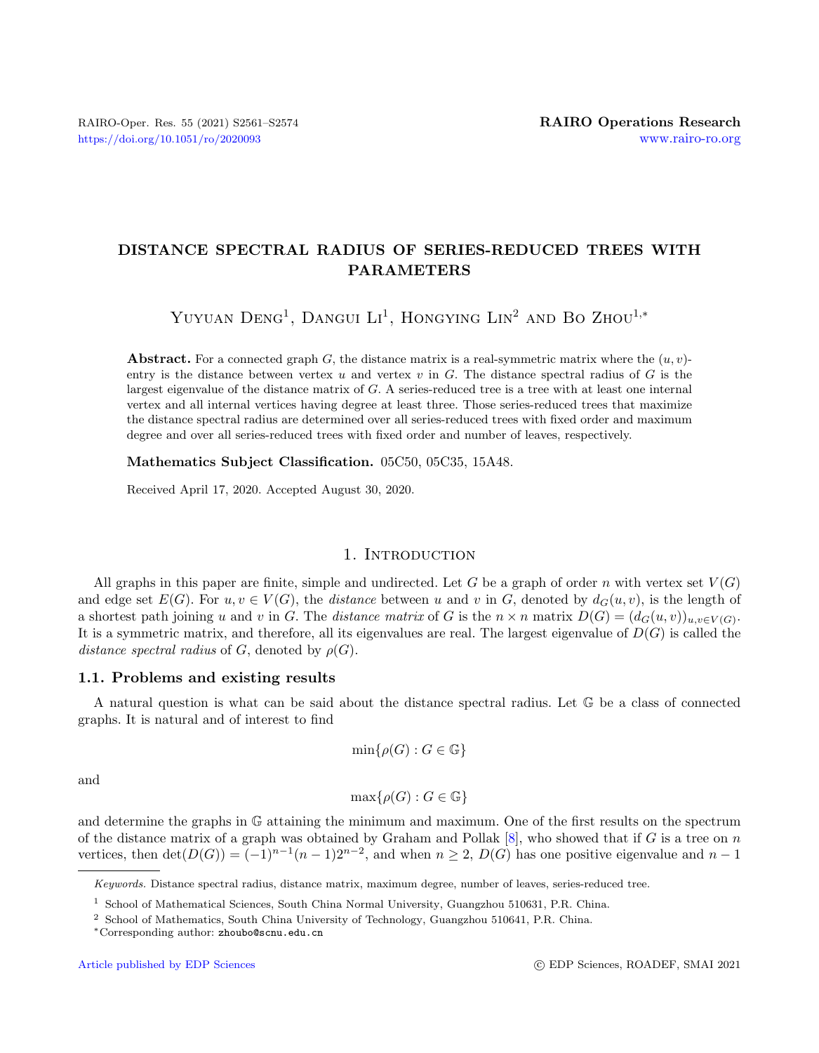# DISTANCE SPECTRAL RADIUS OF SERIES-REDUCED TREES WITH PARAMETERS

Yuyuan Deng[1], Dangui Li[1], Hongying Lin[2] and Bo Zhou[1,*]

**Abstract.** For a connected graph $G$, the distance matrix is a real-symmetric matrix where the $(u, v)$-entry is the distance between vertex $u$ and vertex $v$ in $G$. The distance spectral radius of $G$ is the largest eigenvalue of the distance matrix of $G$. A series-reduced tree is a tree with at least one internal vertex and all internal vertices having degree at least three. Those series-reduced trees that maximize the distance spectral radius are determined over all series-reduced trees with fixed order and maximum degree and over all series-reduced trees with fixed order and number of leaves, respectively.

**Mathematics Subject Classification.** 05C50, 05C35, 15A48.

Received April 17, 2020. Accepted August 30, 2020.

## 1. Introduction

All graphs in this paper are finite, simple and undirected. Let $G$ be a graph of order $n$ with vertex set $V(G)$ and edge set $E(G)$. For $u, v \in V(G)$, the *distance* between $u$ and $v$ in $G$, denoted by $d_G(u, v)$, is the length of a shortest path joining $u$ and $v$ in $G$. The *distance matrix* of $G$ is the $n \times n$ matrix $D(G) = (d_G(u, v))_{u,v \in V(G)}$. It is a symmetric matrix, and therefore, all its eigenvalues are real. The largest eigenvalue of $D(G)$ is called the *distance spectral radius* of $G$, denoted by $\rho(G)$.

### 1.1. Problems and existing results

A natural question is what can be said about the distance spectral radius. Let $\mathbb{G}$ be a class of connected graphs. It is natural and of interest to find

$$\min\{\rho(G) : G \in \mathbb{G}\}$$

and

$$\max\{\rho(G) : G \in \mathbb{G}\}$$

and determine the graphs in $\mathbb{G}$ attaining the minimum and maximum. One of the first results on the spectrum of the distance matrix of a graph was obtained by Graham and Pollak [8], who showed that if $G$ is a tree on $n$ vertices, then $\det(D(G)) = (-1)^{n-1}(n-1)2^{n-2}$, and when $n \geq 2$, $D(G)$ has one positive eigenvalue and $n - 1$

---

*Keywords.* Distance spectral radius, distance matrix, maximum degree, number of leaves, series-reduced tree.

[1] School of Mathematical Sciences, South China Normal University, Guangzhou 510631, P.R. China.

[2] School of Mathematics, South China University of Technology, Guangzhou 510641, P.R. China.

[*] Corresponding author: zhoubo@scnu.edu.cn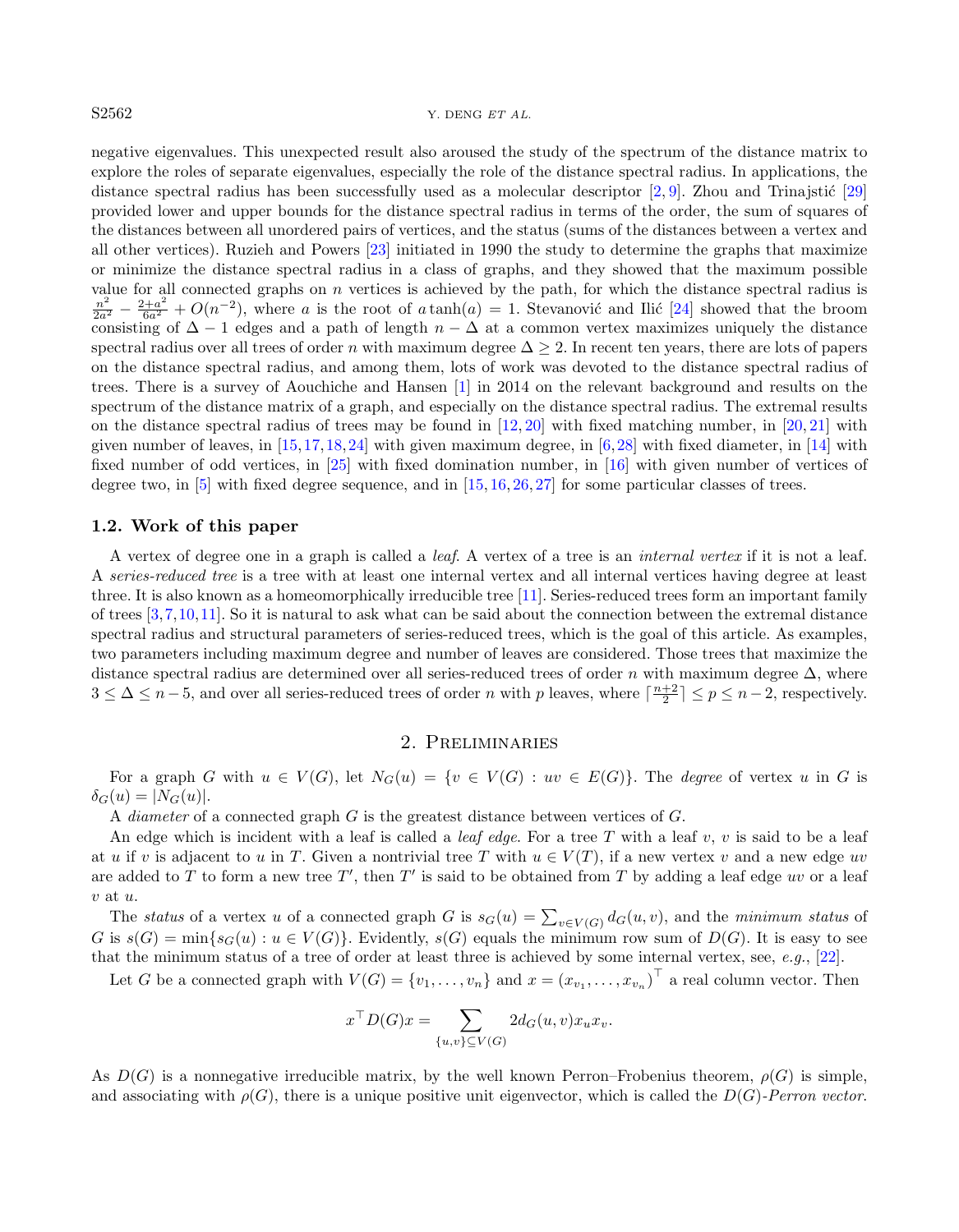negative eigenvalues. This unexpected result also aroused the study of the spectrum of the distance matrix to explore the roles of separate eigenvalues, especially the role of the distance spectral radius. In applications, the distance spectral radius has been successfully used as a molecular descriptor [2, 9]. Zhou and Trinajstić [29] provided lower and upper bounds for the distance spectral radius in terms of the order, the sum of squares of the distances between all unordered pairs of vertices, and the status (sums of the distances between a vertex and all other vertices). Ruzieh and Powers [23] initiated in 1990 the study to determine the graphs that maximize or minimize the distance spectral radius in a class of graphs, and they showed that the maximum possible value for all connected graphs on $n$ vertices is achieved by the path, for which the distance spectral radius is $\frac{n^2}{2a^2} - \frac{2+a^2}{6a^2} + O(n^{-2})$, where $a$ is the root of $a\tanh(a) = 1$. Stevanović and Ilić [24] showed that the broom consisting of $\Delta - 1$ edges and a path of length $n - \Delta$ at a common vertex maximizes uniquely the distance spectral radius over all trees of order $n$ with maximum degree $\Delta \geq 2$. In recent ten years, there are lots of papers on the distance spectral radius, and among them, lots of work was devoted to the distance spectral radius of trees. There is a survey of Aouchiche and Hansen [1] in 2014 on the relevant background and results on the spectrum of the distance matrix of a graph, and especially on the distance spectral radius. The extremal results on the distance spectral radius of trees may be found in [12, 20] with fixed matching number, in [20, 21] with given number of leaves, in [15, 17, 18, 24] with given maximum degree, in [6, 28] with fixed diameter, in [14] with fixed number of odd vertices, in [25] with fixed domination number, in [16] with given number of vertices of degree two, in [5] with fixed degree sequence, and in [15, 16, 26, 27] for some particular classes of trees.

### 1.2. Work of this paper

A vertex of degree one in a graph is called a *leaf*. A vertex of a tree is an *internal vertex* if it is not a leaf. A *series-reduced tree* is a tree with at least one internal vertex and all internal vertices having degree at least three. It is also known as a homeomorphically irreducible tree [11]. Series-reduced trees form an important family of trees [3, 7, 10, 11]. So it is natural to ask what can be said about the connection between the extremal distance spectral radius and structural parameters of series-reduced trees, which is the goal of this article. As examples, two parameters including maximum degree and number of leaves are considered. Those trees that maximize the distance spectral radius are determined over all series-reduced trees of order $n$ with maximum degree $\Delta$, where $3 \leq \Delta \leq n-5$, and over all series-reduced trees of order $n$ with $p$ leaves, where $\lceil \frac{n+2}{2} \rceil \leq p \leq n-2$, respectively.

## 2. Preliminaries

For a graph $G$ with $u \in V(G)$, let $N_G(u) = \{v \in V(G) : uv \in E(G)\}$. The *degree* of vertex $u$ in $G$ is $\delta_G(u) = |N_G(u)|$.

A *diameter* of a connected graph $G$ is the greatest distance between vertices of $G$.

An edge which is incident with a leaf is called a *leaf edge*. For a tree $T$ with a leaf $v$, $v$ is said to be a leaf at $u$ if $v$ is adjacent to $u$ in $T$. Given a nontrivial tree $T$ with $u \in V(T)$, if a new vertex $v$ and a new edge $uv$ are added to $T$ to form a new tree $T'$, then $T'$ is said to be obtained from $T$ by adding a leaf edge $uv$ or a leaf $v$ at $u$.

The *status* of a vertex $u$ of a connected graph $G$ is $s_G(u) = \sum_{v \in V(G)} d_G(u, v)$, and the *minimum status* of $G$ is $s(G) = \min\{s_G(u) : u \in V(G)\}$. Evidently, $s(G)$ equals the minimum row sum of $D(G)$. It is easy to see that the minimum status of a tree of order at least three is achieved by some internal vertex, see, *e.g.*, [22].

Let $G$ be a connected graph with $V(G) = \{v_1, \ldots, v_n\}$ and $x = (x_{v_1}, \ldots, x_{v_n})^\top$ a real column vector. Then

$$x^\top D(G) x = \sum_{\{u,v\} \subseteq V(G)} 2 d_G(u, v) x_u x_v.$$

As $D(G)$ is a nonnegative irreducible matrix, by the well known Perron–Frobenius theorem, $\rho(G)$ is simple, and associating with $\rho(G)$, there is a unique positive unit eigenvector, which is called the *$D(G)$-Perron vector*.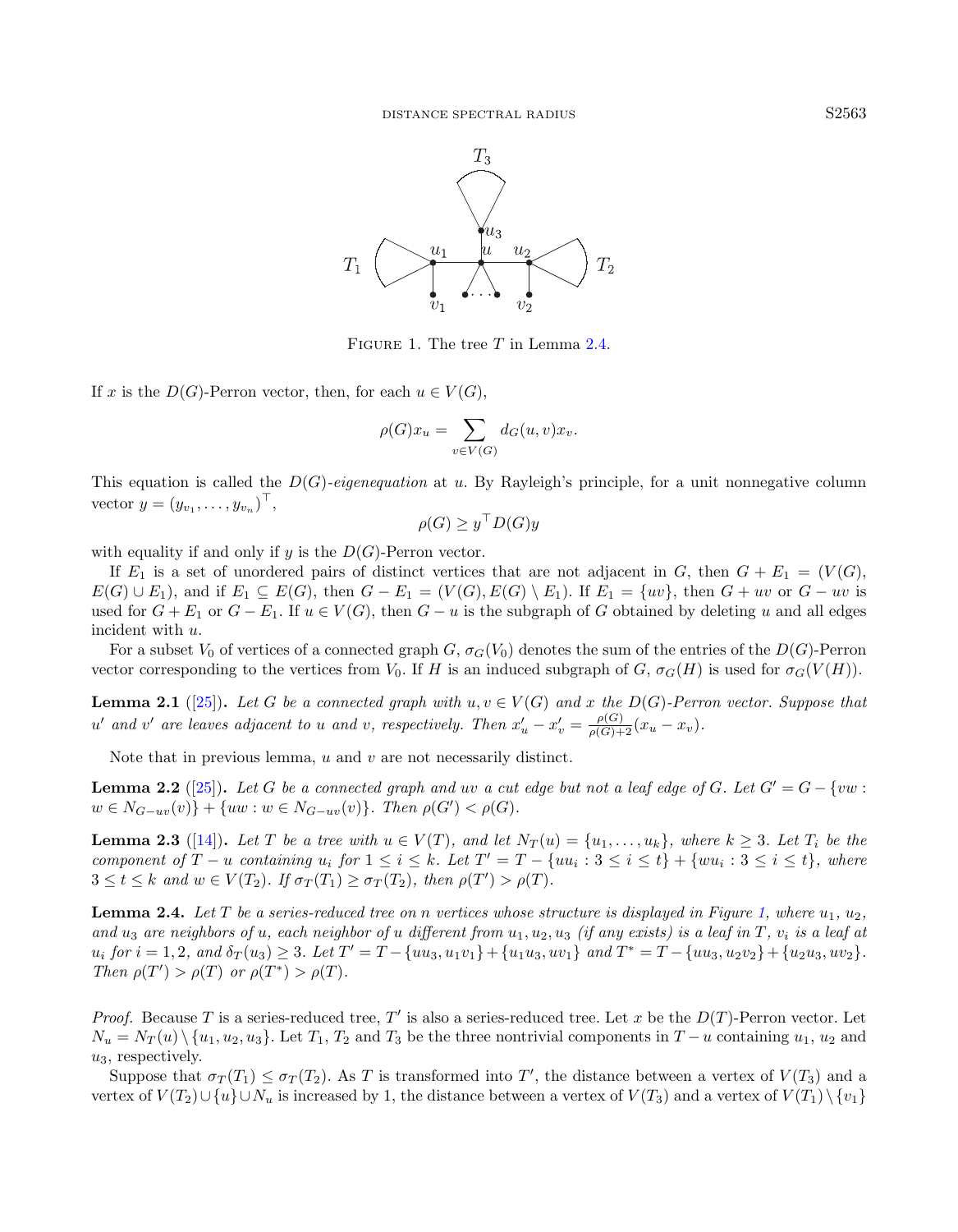FIGURE 1. The tree $T$ in Lemma 2.4.

If $x$ is the $D(G)$-Perron vector, then, for each $u \in V(G)$,

$$\rho(G) x_u = \sum_{v \in V(G)} d_G(u,v) x_v.$$

This equation is called the $D(G)$-*eigenequation* at $u$. By Rayleigh's principle, for a unit nonnegative column vector $y = (y_{v_1}, \dots, y_{v_n})^\top$,

$$\rho(G) \geq y^\top D(G) y$$

with equality if and only if $y$ is the $D(G)$-Perron vector.

If $E_1$ is a set of unordered pairs of distinct vertices that are not adjacent in $G$, then $G + E_1 = (V(G), E(G) \cup E_1)$, and if $E_1 \subseteq E(G)$, then $G - E_1 = (V(G), E(G) \setminus E_1)$. If $E_1 = \{uv\}$, then $G + uv$ or $G - uv$ is used for $G + E_1$ or $G - E_1$. If $u \in V(G)$, then $G - u$ is the subgraph of $G$ obtained by deleting $u$ and all edges incident with $u$.

For a subset $V_0$ of vertices of a connected graph $G$, $\sigma_G(V_0)$ denotes the sum of the entries of the $D(G)$-Perron vector corresponding to the vertices from $V_0$. If $H$ is an induced subgraph of $G$, $\sigma_G(H)$ is used for $\sigma_G(V(H))$.

**Lemma 2.1** ([25]). *Let $G$ be a connected graph with $u, v \in V(G)$ and $x$ the $D(G)$-Perron vector. Suppose that $u'$ and $v'$ are leaves adjacent to $u$ and $v$, respectively. Then $x'_u - x'_v = \frac{\rho(G)}{\rho(G)+2}(x_u - x_v)$.*

Note that in previous lemma, $u$ and $v$ are not necessarily distinct.

**Lemma 2.2** ([25]). *Let $G$ be a connected graph and $uv$ a cut edge but not a leaf edge of $G$. Let $G' = G - \{vw : w \in N_{G-uv}(v)\} + \{uw : w \in N_{G-uv}(v)\}$. Then $\rho(G') < \rho(G)$.*

**Lemma 2.3** ([14]). *Let $T$ be a tree with $u \in V(T)$, and let $N_T(u) = \{u_1, \dots, u_k\}$, where $k \geq 3$. Let $T_i$ be the component of $T - u$ containing $u_i$ for $1 \leq i \leq k$. Let $T' = T - \{uu_i : 3 \leq i \leq t\} + \{wu_i : 3 \leq i \leq t\}$, where $3 \leq t \leq k$ and $w \in V(T_2)$. If $\sigma_T(T_1) \geq \sigma_T(T_2)$, then $\rho(T') > \rho(T)$.*

**Lemma 2.4.** *Let $T$ be a series-reduced tree on $n$ vertices whose structure is displayed in Figure 1, where $u_1$, $u_2$, and $u_3$ are neighbors of $u$, each neighbor of $u$ different from $u_1, u_2, u_3$ (if any exists) is a leaf in $T$, $v_i$ is a leaf at $u_i$ for $i = 1, 2$, and $\delta_T(u_3) \geq 3$. Let $T' = T - \{uu_3, u_1v_1\} + \{u_1u_3, uv_1\}$ and $T^* = T - \{uu_3, u_2v_2\} + \{u_2u_3, uv_2\}$. Then $\rho(T') > \rho(T)$ or $\rho(T^*) > \rho(T)$.*

*Proof.* Because $T$ is a series-reduced tree, $T'$ is also a series-reduced tree. Let $x$ be the $D(T)$-Perron vector. Let $N_u = N_T(u) \setminus \{u_1, u_2, u_3\}$. Let $T_1$, $T_2$ and $T_3$ be the three nontrivial components in $T - u$ containing $u_1$, $u_2$ and $u_3$, respectively.

Suppose that $\sigma_T(T_1) \leq \sigma_T(T_2)$. As $T$ is transformed into $T'$, the distance between a vertex of $V(T_3)$ and a vertex of $V(T_2) \cup \{u\} \cup N_u$ is increased by 1, the distance between a vertex of $V(T_3)$ and a vertex of $V(T_1) \setminus \{v_1\}$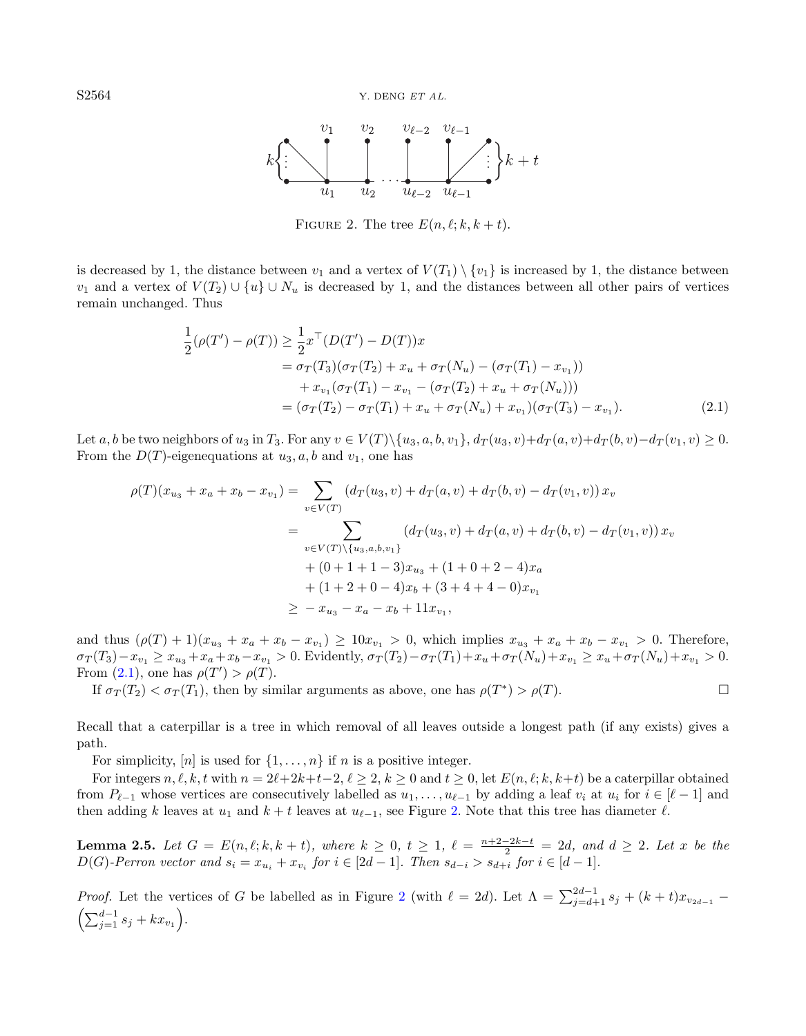FIGURE 2. The tree $E(n, \ell; k, k+t)$.

is decreased by 1, the distance between $v_1$ and a vertex of $V(T_1) \setminus \{v_1\}$ is increased by 1, the distance between $v_1$ and a vertex of $V(T_2) \cup \{u\} \cup N_u$ is decreased by 1, and the distances between all other pairs of vertices remain unchanged. Thus

$$
\begin{aligned}
\frac{1}{2}(\rho(T') - \rho(T)) &\geq \frac{1}{2} x^\top (D(T') - D(T))x \\
&= \sigma_T(T_3)(\sigma_T(T_2) + x_u + \sigma_T(N_u) - (\sigma_T(T_1) - x_{v_1})) \\
&\quad + x_{v_1}(\sigma_T(T_1) - x_{v_1} - (\sigma_T(T_2) + x_u + \sigma_T(N_u))) \\
&= (\sigma_T(T_2) - \sigma_T(T_1) + x_u + \sigma_T(N_u) + x_{v_1})(\sigma_T(T_3) - x_{v_1}). \qquad (2.1)
\end{aligned}
$$

Let $a, b$ be two neighbors of $u_3$ in $T_3$. For any $v \in V(T) \setminus \{u_3, a, b, v_1\}$, $d_T(u_3, v) + d_T(a, v) + d_T(b, v) - d_T(v_1, v) \geq 0$. From the $D(T)$-eigenequations at $u_3, a, b$ and $v_1$, one has

$$
\begin{aligned}
\rho(T)(x_{u_3} + x_a + x_b - x_{v_1}) &= \sum_{v \in V(T)} (d_T(u_3, v) + d_T(a, v) + d_T(b, v) - d_T(v_1, v))\, x_v \\
&= \sum_{v \in V(T) \setminus \{u_3, a, b, v_1\}} (d_T(u_3, v) + d_T(a, v) + d_T(b, v) - d_T(v_1, v))\, x_v \\
&\quad + (0 + 1 + 1 - 3)x_{u_3} + (1 + 0 + 2 - 4)x_a \\
&\quad + (1 + 2 + 0 - 4)x_b + (3 + 4 + 4 - 0)x_{v_1} \\
&\geq -x_{u_3} - x_a - x_b + 11x_{v_1},
\end{aligned}
$$

and thus $(\rho(T) + 1)(x_{u_3} + x_a + x_b - x_{v_1}) \geq 10x_{v_1} > 0$, which implies $x_{u_3} + x_a + x_b - x_{v_1} > 0$. Therefore, $\sigma_T(T_3) - x_{v_1} \geq x_{u_3} + x_a + x_b - x_{v_1} > 0$. Evidently, $\sigma_T(T_2) - \sigma_T(T_1) + x_u + \sigma_T(N_u) + x_{v_1} \geq x_u + \sigma_T(N_u) + x_{v_1} > 0$. From (2.1), one has $\rho(T') > \rho(T)$.

If $\sigma_T(T_2) < \sigma_T(T_1)$, then by similar arguments as above, one has $\rho(T^*) > \rho(T)$. $\square$

Recall that a caterpillar is a tree in which removal of all leaves outside a longest path (if any exists) gives a path.

For simplicity, $[n]$ is used for $\{1, \dots, n\}$ if $n$ is a positive integer.

For integers $n, \ell, k, t$ with $n = 2\ell + 2k + t - 2$, $\ell \geq 2$, $k \geq 0$ and $t \geq 0$, let $E(n, \ell; k, k+t)$ be a caterpillar obtained from $P_{\ell-1}$ whose vertices are consecutively labelled as $u_1, \dots, u_{\ell-1}$ by adding a leaf $v_i$ at $u_i$ for $i \in [\ell - 1]$ and then adding $k$ leaves at $u_1$ and $k + t$ leaves at $u_{\ell-1}$, see Figure 2. Note that this tree has diameter $\ell$.

**Lemma 2.5.** *Let $G = E(n, \ell; k, k+t)$, where $k \geq 0$, $t \geq 1$, $\ell = \frac{n+2-2k-t}{2} = 2d$, and $d \geq 2$. Let $x$ be the $D(G)$-Perron vector and $s_i = x_{u_i} + x_{v_i}$ for $i \in [2d-1]$. Then $s_{d-i} > s_{d+i}$ for $i \in [d-1]$.*

*Proof.* Let the vertices of $G$ be labelled as in Figure 2 (with $\ell = 2d$). Let $\Lambda = \sum_{j=d+1}^{2d-1} s_j + (k+t)x_{v_{2d-1}} - \left(\sum_{j=1}^{d-1} s_j + kx_{v_1}\right)$.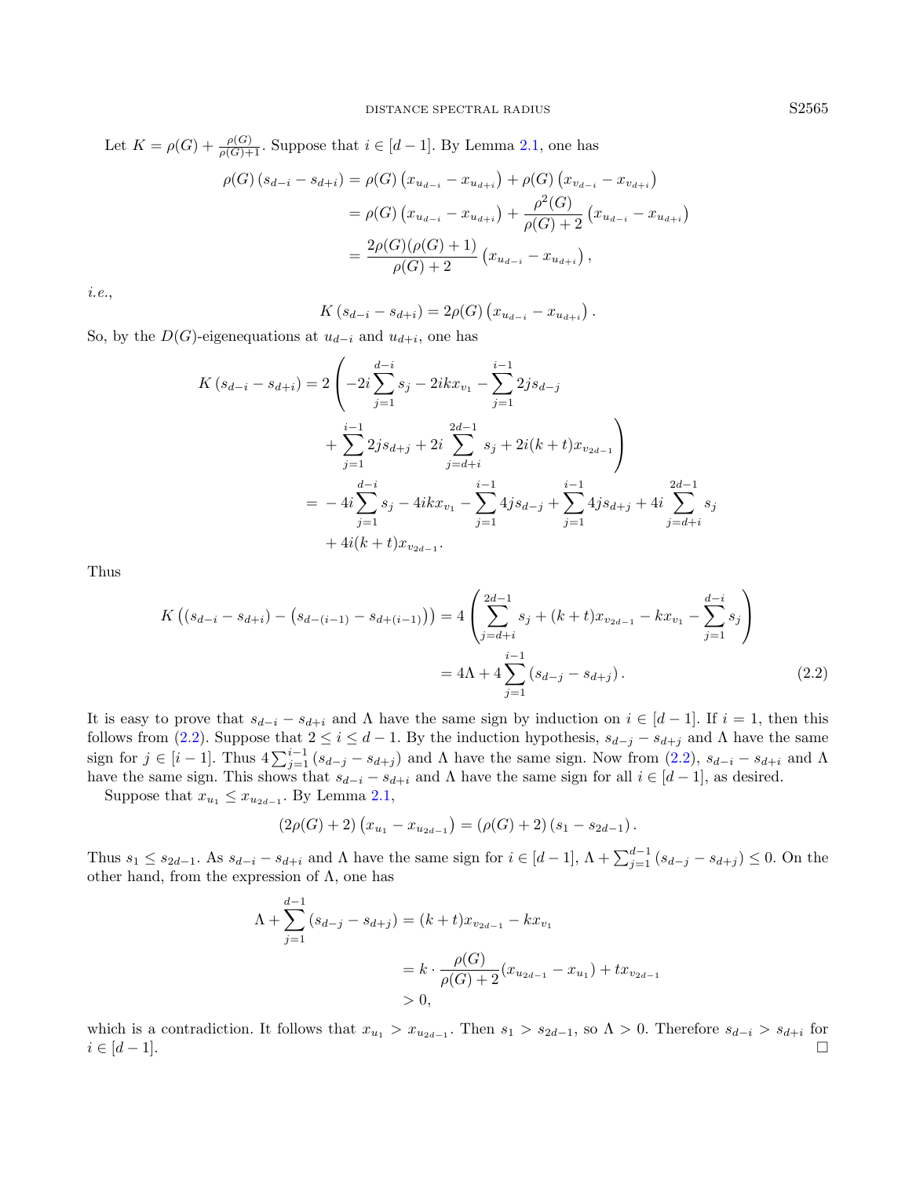Let $K = \rho(G) + \frac{\rho(G)}{\rho(G)+1}$. Suppose that $i \in [d-1]$. By Lemma 2.1, one has

$$
\begin{aligned}
\rho(G)\left(s_{d-i} - s_{d+i}\right) &= \rho(G)\left(x_{u_{d-i}} - x_{u_{d+i}}\right) + \rho(G)\left(x_{v_{d-i}} - x_{v_{d+i}}\right) \\
&= \rho(G)\left(x_{u_{d-i}} - x_{u_{d+i}}\right) + \frac{\rho^2(G)}{\rho(G)+2}\left(x_{u_{d-i}} - x_{u_{d+i}}\right) \\
&= \frac{2\rho(G)(\rho(G)+1)}{\rho(G)+2}\left(x_{u_{d-i}} - x_{u_{d+i}}\right),
\end{aligned}
$$

*i.e.*,

$$
K\left(s_{d-i} - s_{d+i}\right) = 2\rho(G)\left(x_{u_{d-i}} - x_{u_{d+i}}\right).
$$

So, by the $D(G)$-eigenequations at $u_{d-i}$ and $u_{d+i}$, one has

$$
\begin{aligned}
K\left(s_{d-i} - s_{d+i}\right) &= 2\left(-2i\sum_{j=1}^{d-i} s_j - 2ikx_{v_1} - \sum_{j=1}^{i-1} 2js_{d-j}\right. \\
&\quad \left. + \sum_{j=1}^{i-1} 2js_{d+j} + 2i\sum_{j=d+i}^{2d-1} s_j + 2i(k+t)x_{v_{2d-1}}\right) \\
&= -4i\sum_{j=1}^{d-i} s_j - 4ikx_{v_1} - \sum_{j=1}^{i-1} 4js_{d-j} + \sum_{j=1}^{i-1} 4js_{d+j} + 4i\sum_{j=d+i}^{2d-1} s_j \\
&\quad + 4i(k+t)x_{v_{2d-1}}.
\end{aligned}
$$

Thus

$$
\begin{aligned}
K\left(\left(s_{d-i} - s_{d+i}\right) - \left(s_{d-(i-1)} - s_{d+(i-1)}\right)\right) &= 4\left(\sum_{j=d+i}^{2d-1} s_j + (k+t)x_{v_{2d-1}} - kx_{v_1} - \sum_{j=1}^{d-i} s_j\right) \\
&= 4\Lambda + 4\sum_{j=1}^{i-1}\left(s_{d-j} - s_{d+j}\right).
\end{aligned}
\tag{2.2}
$$

It is easy to prove that $s_{d-i} - s_{d+i}$ and $\Lambda$ have the same sign by induction on $i \in [d-1]$. If $i = 1$, then this follows from (2.2). Suppose that $2 \le i \le d-1$. By the induction hypothesis, $s_{d-j} - s_{d+j}$ and $\Lambda$ have the same sign for $j \in [i-1]$. Thus $4\sum_{j=1}^{i-1}\left(s_{d-j} - s_{d+j}\right)$ and $\Lambda$ have the same sign. Now from (2.2), $s_{d-i} - s_{d+i}$ and $\Lambda$ have the same sign. This shows that $s_{d-i} - s_{d+i}$ and $\Lambda$ have the same sign for all $i \in [d-1]$, as desired.

Suppose that $x_{u_1} \le x_{u_{2d-1}}$. By Lemma 2.1,

$$
\left(2\rho(G)+2\right)\left(x_{u_1} - x_{u_{2d-1}}\right) = \left(\rho(G)+2\right)\left(s_1 - s_{2d-1}\right).
$$

Thus $s_1 \le s_{2d-1}$. As $s_{d-i} - s_{d+i}$ and $\Lambda$ have the same sign for $i \in [d-1]$, $\Lambda + \sum_{j=1}^{d-1}\left(s_{d-j} - s_{d+j}\right) \le 0$. On the other hand, from the expression of $\Lambda$, one has

$$
\begin{aligned}
\Lambda + \sum_{j=1}^{d-1}\left(s_{d-j} - s_{d+j}\right) &= (k+t)x_{v_{2d-1}} - kx_{v_1} \\
&= k \cdot \frac{\rho(G)}{\rho(G)+2}(x_{u_{2d-1}} - x_{u_1}) + tx_{v_{2d-1}} \\
&> 0,
\end{aligned}
$$

which is a contradiction. It follows that $x_{u_1} > x_{u_{2d-1}}$. Then $s_1 > s_{2d-1}$, so $\Lambda > 0$. Therefore $s_{d-i} > s_{d+i}$ for $i \in [d-1]$. $\square$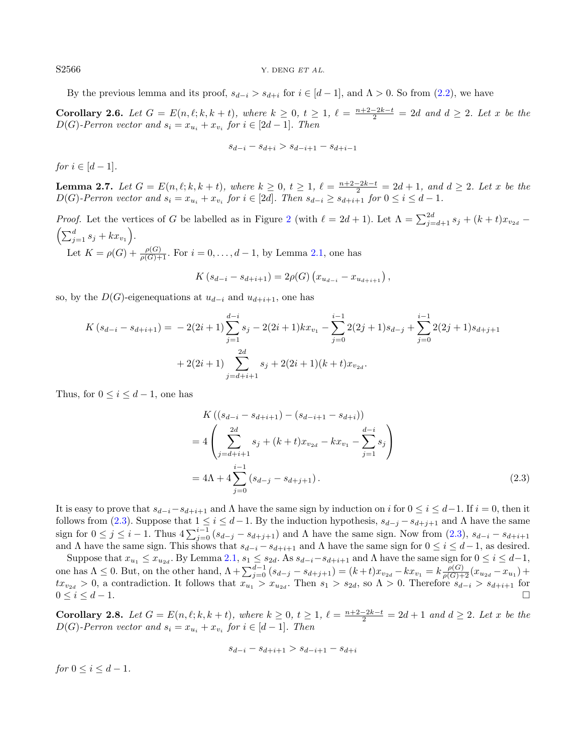By the previous lemma and its proof, $s_{d-i} > s_{d+i}$ for $i \in [d-1]$, and $\Lambda > 0$. So from (2.2), we have

**Corollary 2.6.** *Let $G = E(n, \ell; k, k+t)$, where $k \geq 0$, $t \geq 1$, $\ell = \frac{n+2-2k-t}{2} = 2d$ and $d \geq 2$. Let $x$ be the $D(G)$-Perron vector and $s_i = x_{u_i} + x_{v_i}$ for $i \in [2d-1]$. Then*

$$s_{d-i} - s_{d+i} > s_{d-i+1} - s_{d+i-1}$$

*for $i \in [d-1]$.*

**Lemma 2.7.** *Let $G = E(n, \ell; k, k+t)$, where $k \geq 0$, $t \geq 1$, $\ell = \frac{n+2-2k-t}{2} = 2d+1$, and $d \geq 2$. Let $x$ be the $D(G)$-Perron vector and $s_i = x_{u_i} + x_{v_i}$ for $i \in [2d]$. Then $s_{d-i} \geq s_{d+i+1}$ for $0 \leq i \leq d-1$.*

*Proof.* Let the vertices of $G$ be labelled as in Figure 2 (with $\ell = 2d+1$). Let $\Lambda = \sum_{j=d+1}^{2d} s_j + (k+t)x_{v_{2d}} - \left(\sum_{j=1}^{d} s_j + kx_{v_1}\right)$.

Let $K = \rho(G) + \frac{\rho(G)}{\rho(G)+1}$. For $i = 0, \ldots, d-1$, by Lemma 2.1, one has

$$K\left(s_{d-i} - s_{d+i+1}\right) = 2\rho(G)\left(x_{u_{d-i}} - x_{u_{d+i+1}}\right),$$

so, by the $D(G)$-eigenequations at $u_{d-i}$ and $u_{d+i+1}$, one has

$$\begin{aligned} K\left(s_{d-i} - s_{d+i+1}\right) = & -2(2i+1)\sum_{j=1}^{d-i} s_j - 2(2i+1)kx_{v_1} - \sum_{j=0}^{i-1} 2(2j+1)s_{d-j} + \sum_{j=0}^{i-1} 2(2j+1)s_{d+j+1} \\ & + 2(2i+1)\sum_{j=d+i+1}^{2d} s_j + 2(2i+1)(k+t)x_{v_{2d}}. \end{aligned}$$

Thus, for $0 \leq i \leq d-1$, one has

$$\begin{aligned} & K\left((s_{d-i} - s_{d+i+1}) - (s_{d-i+1} - s_{d+i})\right) \\ & = 4\left(\sum_{j=d+i+1}^{2d} s_j + (k+t)x_{v_{2d}} - kx_{v_1} - \sum_{j=1}^{d-i} s_j\right) \\ & = 4\Lambda + 4\sum_{j=0}^{i-1}\left(s_{d-j} - s_{d+j+1}\right). \end{aligned} \tag{2.3}$$

It is easy to prove that $s_{d-i} - s_{d+i+1}$ and $\Lambda$ have the same sign by induction on $i$ for $0 \leq i \leq d-1$. If $i = 0$, then it follows from (2.3). Suppose that $1 \leq i \leq d-1$. By the induction hypothesis, $s_{d-j} - s_{d+j+1}$ and $\Lambda$ have the same sign for $0 \leq j \leq i-1$. Thus $4\sum_{j=0}^{i-1}(s_{d-j} - s_{d+j+1})$ and $\Lambda$ have the same sign. Now from (2.3), $s_{d-i} - s_{d+i+1}$ and $\Lambda$ have the same sign. This shows that $s_{d-i} - s_{d+i+1}$ and $\Lambda$ have the same sign for $0 \leq i \leq d-1$, as desired.

Suppose that $x_{u_1} \leq x_{u_{2d}}$. By Lemma 2.1, $s_1 \leq s_{2d}$. As $s_{d-i} - s_{d+i+1}$ and $\Lambda$ have the same sign for $0 \leq i \leq d-1$, one has $\Lambda \leq 0$. But, on the other hand, $\Lambda + \sum_{j=0}^{d-1}(s_{d-j} - s_{d+j+1}) = (k+t)x_{v_{2d}} - kx_{v_1} = k\frac{\rho(G)}{\rho(G)+2}(x_{u_{2d}} - x_{u_1}) + tx_{v_{2d}} > 0$, a contradiction. It follows that $x_{u_1} > x_{u_{2d}}$. Then $s_1 > s_{2d}$, so $\Lambda > 0$. Therefore $s_{d-i} > s_{d+i+1}$ for $0 \leq i \leq d-1$. $\square$

**Corollary 2.8.** *Let $G = E(n, \ell; k, k+t)$, where $k \geq 0$, $t \geq 1$, $\ell = \frac{n+2-2k-t}{2} = 2d+1$ and $d \geq 2$. Let $x$ be the $D(G)$-Perron vector and $s_i = x_{u_i} + x_{v_i}$ for $i \in [d-1]$. Then*

$$s_{d-i} - s_{d+i+1} > s_{d-i+1} - s_{d+i}$$

*for $0 \leq i \leq d-1$.*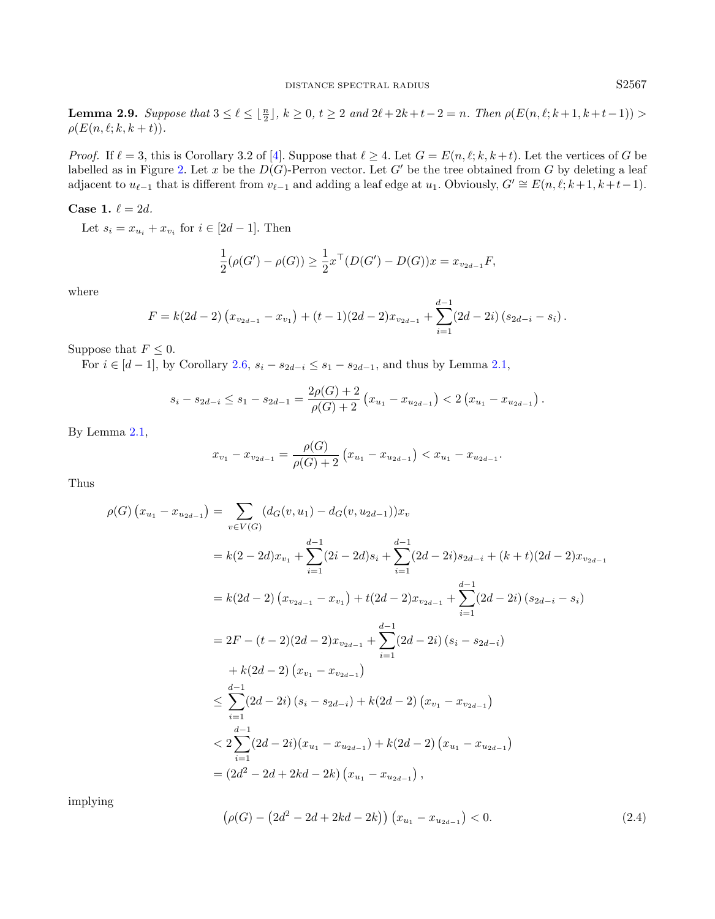**Lemma 2.9.** *Suppose that $3 \le \ell \le \lfloor \frac{n}{2} \rfloor$, $k \ge 0$, $t \ge 2$ and $2\ell + 2k + t - 2 = n$. Then $\rho(E(n,\ell;k+1,k+t-1)) > \rho(E(n,\ell;k,k+t))$.*

*Proof.* If $\ell = 3$, this is Corollary 3.2 of [4]. Suppose that $\ell \ge 4$. Let $G = E(n,\ell;k,k+t)$. Let the vertices of $G$ be labelled as in Figure 2. Let $x$ be the $D(G)$-Perron vector. Let $G'$ be the tree obtained from $G$ by deleting a leaf adjacent to $u_{\ell-1}$ that is different from $v_{\ell-1}$ and adding a leaf edge at $u_1$. Obviously, $G' \cong E(n,\ell;k+1,k+t-1)$.

**Case 1.** $\ell = 2d$.

Let $s_i = x_{u_i} + x_{v_i}$ for $i \in [2d-1]$. Then

$$\frac{1}{2}(\rho(G') - \rho(G)) \ge \frac{1}{2} x^\top (D(G') - D(G))x = x_{v_{2d-1}} F,$$

where

$$F = k(2d-2)\left(x_{v_{2d-1}} - x_{v_1}\right) + (t-1)(2d-2)x_{v_{2d-1}} + \sum_{i=1}^{d-1}(2d-2i)\left(s_{2d-i} - s_i\right).$$

Suppose that $F \le 0$.

For $i \in [d-1]$, by Corollary 2.6, $s_i - s_{2d-i} \le s_1 - s_{2d-1}$, and thus by Lemma 2.1,

$$s_i - s_{2d-i} \le s_1 - s_{2d-1} = \frac{2\rho(G)+2}{\rho(G)+2}\left(x_{u_1} - x_{u_{2d-1}}\right) < 2\left(x_{u_1} - x_{u_{2d-1}}\right).$$

By Lemma 2.1,

$$x_{v_1} - x_{v_{2d-1}} = \frac{\rho(G)}{\rho(G)+2}\left(x_{u_1} - x_{u_{2d-1}}\right) < x_{u_1} - x_{u_{2d-1}}.$$

Thus

$$\begin{aligned}
\rho(G)\left(x_{u_1} - x_{u_{2d-1}}\right) &= \sum_{v \in V(G)} (d_G(v,u_1) - d_G(v,u_{2d-1}))x_v \\
&= k(2-2d)x_{v_1} + \sum_{i=1}^{d-1}(2i-2d)s_i + \sum_{i=1}^{d-1}(2d-2i)s_{2d-i} + (k+t)(2d-2)x_{v_{2d-1}} \\
&= k(2d-2)\left(x_{v_{2d-1}} - x_{v_1}\right) + t(2d-2)x_{v_{2d-1}} + \sum_{i=1}^{d-1}(2d-2i)\left(s_{2d-i} - s_i\right) \\
&= 2F - (t-2)(2d-2)x_{v_{2d-1}} + \sum_{i=1}^{d-1}(2d-2i)\left(s_i - s_{2d-i}\right) \\
&\quad + k(2d-2)\left(x_{v_1} - x_{v_{2d-1}}\right) \\
&\le \sum_{i=1}^{d-1}(2d-2i)\left(s_i - s_{2d-i}\right) + k(2d-2)\left(x_{v_1} - x_{v_{2d-1}}\right) \\
&< 2\sum_{i=1}^{d-1}(2d-2i)(x_{u_1} - x_{u_{2d-1}}) + k(2d-2)\left(x_{u_1} - x_{u_{2d-1}}\right) \\
&= (2d^2 - 2d + 2kd - 2k)\left(x_{u_1} - x_{u_{2d-1}}\right),
\end{aligned}$$

implying

$$\left(\rho(G) - \left(2d^2 - 2d + 2kd - 2k\right)\right)\left(x_{u_1} - x_{u_{2d-1}}\right) < 0. \tag{2.4}$$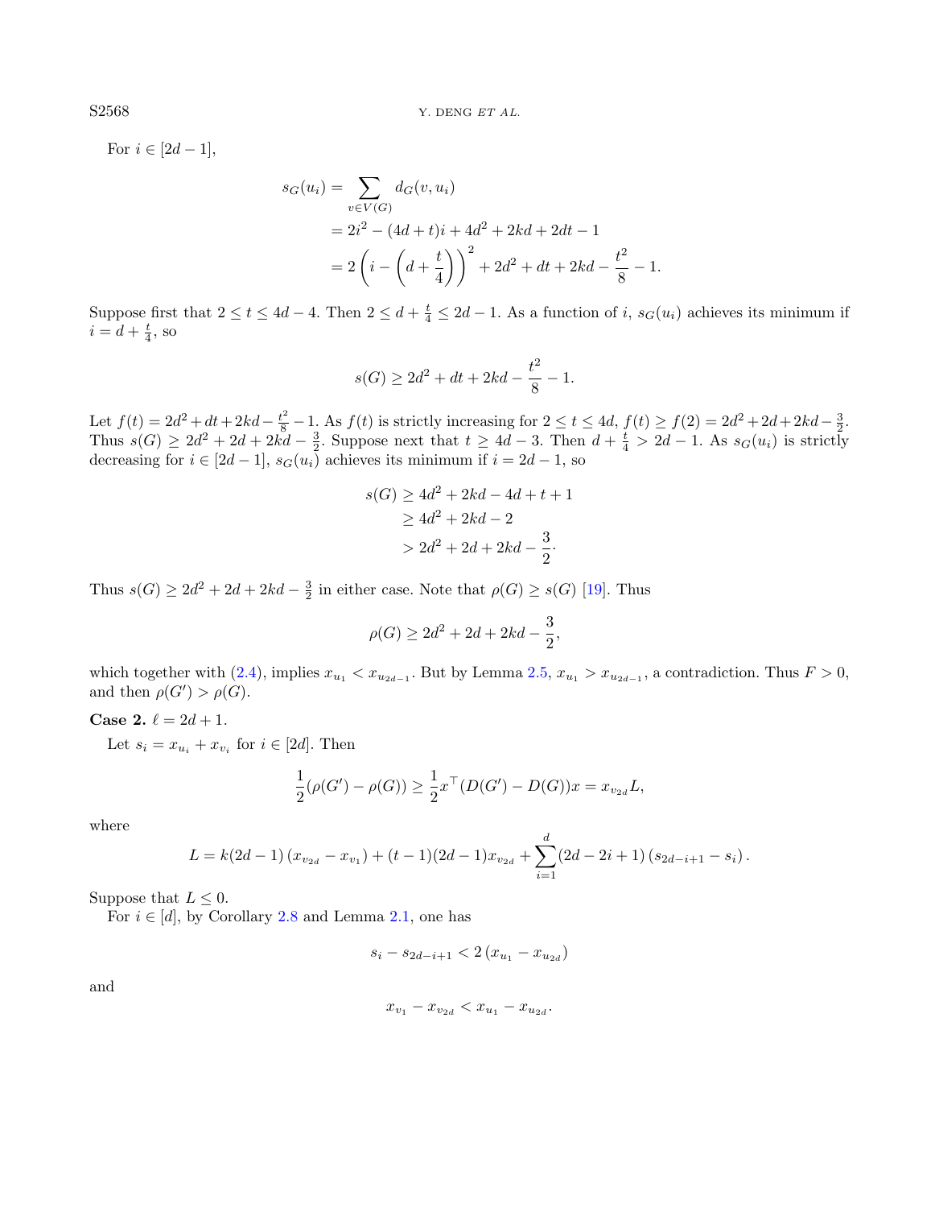For $i \in [2d-1]$,

$$
\begin{aligned}
s_G(u_i) &= \sum_{v \in V(G)} d_G(v, u_i) \\
&= 2i^2 - (4d+t)i + 4d^2 + 2kd + 2dt - 1 \\
&= 2\left(i - \left(d + \frac{t}{4}\right)\right)^2 + 2d^2 + dt + 2kd - \frac{t^2}{8} - 1.
\end{aligned}
$$

Suppose first that $2 \le t \le 4d-4$. Then $2 \le d + \frac{t}{4} \le 2d-1$. As a function of $i$, $s_G(u_i)$ achieves its minimum if $i = d + \frac{t}{4}$, so

$$
s(G) \ge 2d^2 + dt + 2kd - \frac{t^2}{8} - 1.
$$

Let $f(t) = 2d^2 + dt + 2kd - \frac{t^2}{8} - 1$. As $f(t)$ is strictly increasing for $2 \le t \le 4d$, $f(t) \ge f(2) = 2d^2 + 2d + 2kd - \frac{3}{2}$. Thus $s(G) \ge 2d^2 + 2d + 2kd - \frac{3}{2}$. Suppose next that $t \ge 4d-3$. Then $d + \frac{t}{4} > 2d-1$. As $s_G(u_i)$ is strictly decreasing for $i \in [2d-1]$, $s_G(u_i)$ achieves its minimum if $i = 2d-1$, so

$$
\begin{aligned}
s(G) &\ge 4d^2 + 2kd - 4d + t + 1 \\
&\ge 4d^2 + 2kd - 2 \\
&> 2d^2 + 2d + 2kd - \frac{3}{2}.
\end{aligned}
$$

Thus $s(G) \ge 2d^2 + 2d + 2kd - \frac{3}{2}$ in either case. Note that $\rho(G) \ge s(G)$ [19]. Thus

$$
\rho(G) \ge 2d^2 + 2d + 2kd - \frac{3}{2},
$$

which together with (2.4), implies $x_{u_1} < x_{u_{2d-1}}$. But by Lemma 2.5, $x_{u_1} > x_{u_{2d-1}}$, a contradiction. Thus $F > 0$, and then $\rho(G') > \rho(G)$.

**Case 2.** $\ell = 2d+1$.

Let $s_i = x_{u_i} + x_{v_i}$ for $i \in [2d]$. Then

$$
\frac{1}{2}(\rho(G') - \rho(G)) \ge \frac{1}{2} x^\top (D(G') - D(G)) x = x_{v_{2d}} L,
$$

where

$$
L = k(2d-1)\left(x_{v_{2d}} - x_{v_1}\right) + (t-1)(2d-1)x_{v_{2d}} + \sum_{i=1}^{d} (2d - 2i + 1)\left(s_{2d-i+1} - s_i\right).
$$

Suppose that $L \le 0$.

For $i \in [d]$, by Corollary 2.8 and Lemma 2.1, one has

$$
s_i - s_{2d-i+1} < 2\left(x_{u_1} - x_{u_{2d}}\right)
$$

and

$$
x_{v_1} - x_{v_{2d}} < x_{u_1} - x_{u_{2d}}.
$$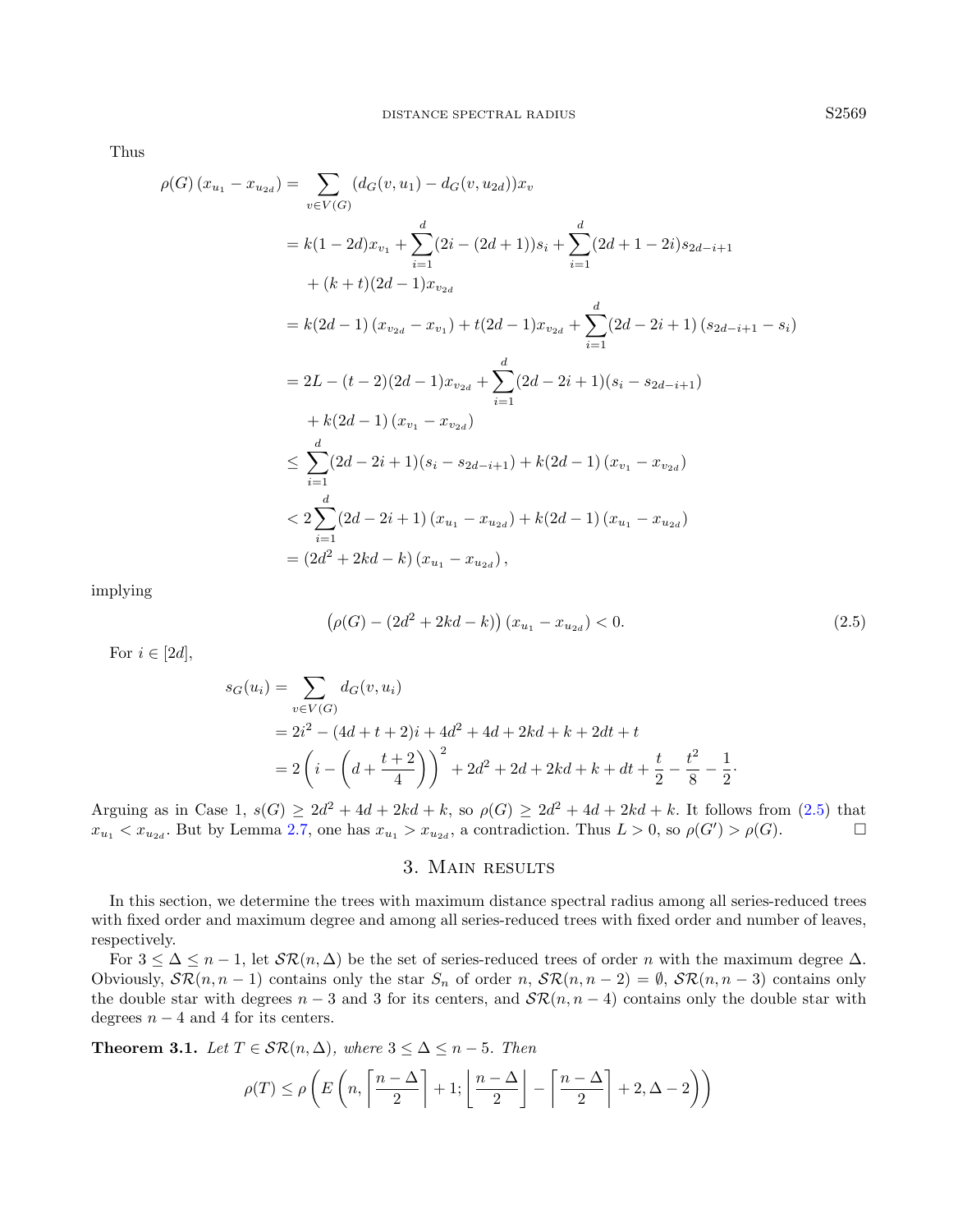Thus

$$
\begin{aligned}
\rho(G)\left(x_{u_1}-x_{u_{2d}}\right) &= \sum_{v\in V(G)} (d_G(v,u_1)-d_G(v,u_{2d}))x_v \\
&= k(1-2d)x_{v_1} + \sum_{i=1}^{d}(2i-(2d+1))s_i + \sum_{i=1}^{d}(2d+1-2i)s_{2d-i+1} \\
&\quad + (k+t)(2d-1)x_{v_{2d}} \\
&= k(2d-1)\left(x_{v_{2d}}-x_{v_1}\right) + t(2d-1)x_{v_{2d}} + \sum_{i=1}^{d}(2d-2i+1)\left(s_{2d-i+1}-s_i\right) \\
&= 2L - (t-2)(2d-1)x_{v_{2d}} + \sum_{i=1}^{d}(2d-2i+1)(s_i - s_{2d-i+1}) \\
&\quad + k(2d-1)\left(x_{v_1}-x_{v_{2d}}\right) \\
&\le \sum_{i=1}^{d}(2d-2i+1)(s_i-s_{2d-i+1}) + k(2d-1)\left(x_{v_1}-x_{v_{2d}}\right) \\
&< 2\sum_{i=1}^{d}(2d-2i+1)\left(x_{u_1}-x_{u_{2d}}\right) + k(2d-1)\left(x_{u_1}-x_{u_{2d}}\right) \\
&= \left(2d^2+2kd-k\right)\left(x_{u_1}-x_{u_{2d}}\right),
\end{aligned}
$$

implying

$$
\left(\rho(G)-(2d^2+2kd-k)\right)\left(x_{u_1}-x_{u_{2d}}\right) < 0. \tag{2.5}
$$

For $i \in [2d]$,

$$
\begin{aligned}
s_G(u_i) &= \sum_{v\in V(G)} d_G(v,u_i) \\
&= 2i^2 - (4d+t+2)i + 4d^2 + 4d + 2kd + k + 2dt + t \\
&= 2\left(i - \left(d + \frac{t+2}{4}\right)\right)^2 + 2d^2 + 2d + 2kd + k + dt + \frac{t}{2} - \frac{t^2}{8} - \frac{1}{2}.
\end{aligned}
$$

Arguing as in Case 1, $s(G) \ge 2d^2 + 4d + 2kd + k$, so $\rho(G) \ge 2d^2 + 4d + 2kd + k$. It follows from (2.5) that $x_{u_1} < x_{u_{2d}}$. But by Lemma 2.7, one has $x_{u_1} > x_{u_{2d}}$, a contradiction. Thus $L > 0$, so $\rho(G') > \rho(G)$. □

## 3. Main results

In this section, we determine the trees with maximum distance spectral radius among all series-reduced trees with fixed order and maximum degree and among all series-reduced trees with fixed order and number of leaves, respectively.

For $3 \le \Delta \le n-1$, let $\mathcal{SR}(n,\Delta)$ be the set of series-reduced trees of order $n$ with the maximum degree $\Delta$. Obviously, $\mathcal{SR}(n,n-1)$ contains only the star $S_n$ of order $n$, $\mathcal{SR}(n,n-2) = \emptyset$, $\mathcal{SR}(n,n-3)$ contains only the double star with degrees $n-3$ and 3 for its centers, and $\mathcal{SR}(n,n-4)$ contains only the double star with degrees $n-4$ and 4 for its centers.

**Theorem 3.1.** *Let $T \in \mathcal{SR}(n,\Delta)$, where $3 \le \Delta \le n-5$. Then*

$$
\rho(T) \le \rho\left(E\left(n, \left\lceil \frac{n-\Delta}{2} \right\rceil + 1; \left\lfloor \frac{n-\Delta}{2} \right\rfloor - \left\lceil \frac{n-\Delta}{2} \right\rceil + 2, \Delta - 2\right)\right)
$$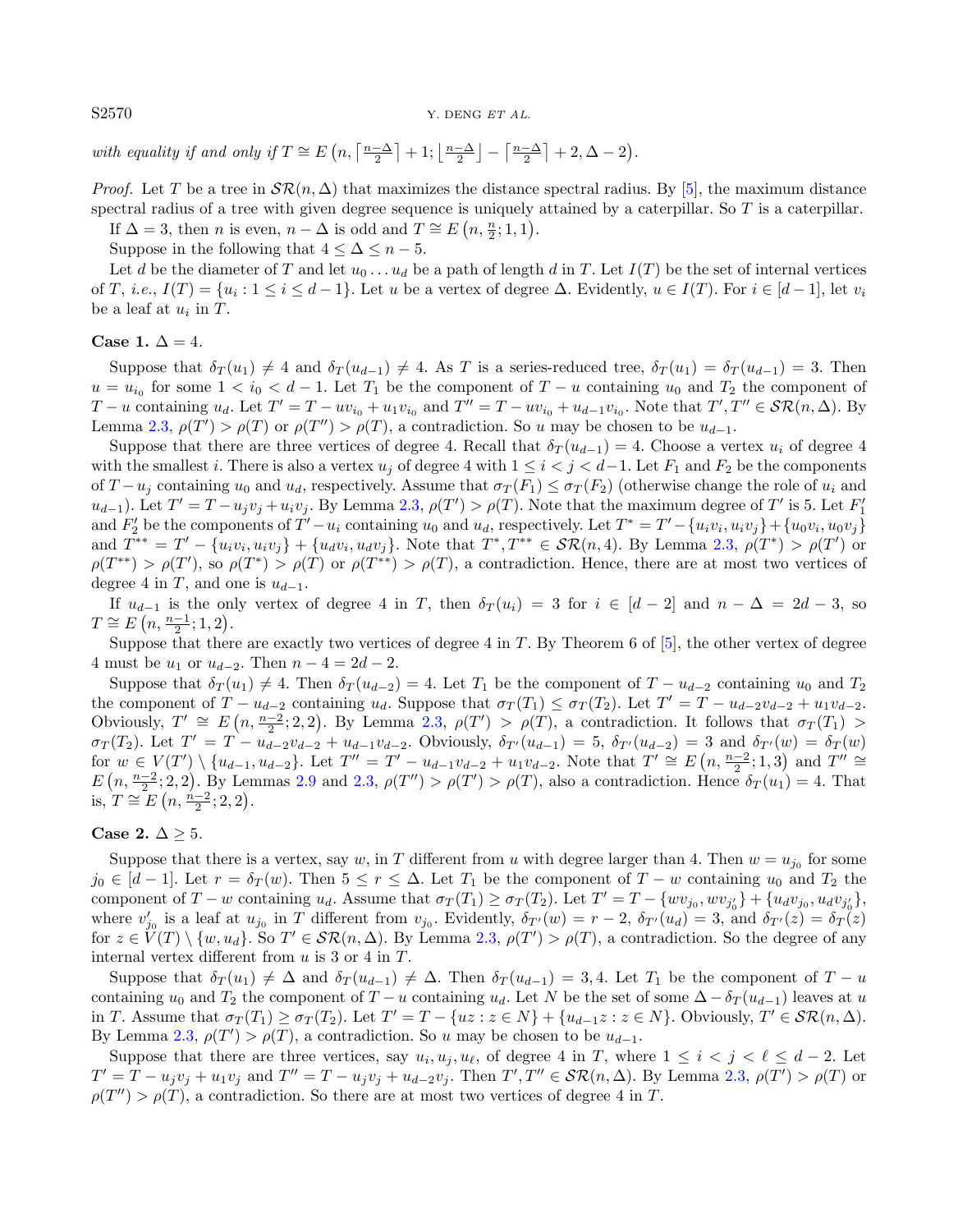*with equality if and only if* $T \cong E\left(n, \left\lceil \frac{n-\Delta}{2} \right\rceil + 1; \left\lfloor \frac{n-\Delta}{2} \right\rfloor - \left\lceil \frac{n-\Delta}{2} \right\rceil + 2, \Delta - 2\right)$.

*Proof.* Let $T$ be a tree in $\mathcal{SR}(n, \Delta)$ that maximizes the distance spectral radius. By [5], the maximum distance spectral radius of a tree with given degree sequence is uniquely attained by a caterpillar. So $T$ is a caterpillar.

If $\Delta = 3$, then $n$ is even, $n - \Delta$ is odd and $T \cong E\left(n, \frac{n}{2}; 1, 1\right)$.

Suppose in the following that $4 \le \Delta \le n - 5$.

Let $d$ be the diameter of $T$ and let $u_0 \ldots u_d$ be a path of length $d$ in $T$. Let $I(T)$ be the set of internal vertices of $T$, *i.e.*, $I(T) = \{u_i : 1 \le i \le d-1\}$. Let $u$ be a vertex of degree $\Delta$. Evidently, $u \in I(T)$. For $i \in [d-1]$, let $v_i$ be a leaf at $u_i$ in $T$.

**Case 1.** $\Delta = 4$.

Suppose that $\delta_T(u_1) \ne 4$ and $\delta_T(u_{d-1}) \ne 4$. As $T$ is a series-reduced tree, $\delta_T(u_1) = \delta_T(u_{d-1}) = 3$. Then $u = u_{i_0}$ for some $1 < i_0 < d-1$. Let $T_1$ be the component of $T - u$ containing $u_0$ and $T_2$ the component of $T - u$ containing $u_d$. Let $T' = T - uv_{i_0} + u_1v_{i_0}$ and $T'' = T - uv_{i_0} + u_{d-1}v_{i_0}$. Note that $T', T'' \in \mathcal{SR}(n, \Delta)$. By Lemma 2.3, $\rho(T') > \rho(T)$ or $\rho(T'') > \rho(T)$, a contradiction. So $u$ may be chosen to be $u_{d-1}$.

Suppose that there are three vertices of degree 4. Recall that $\delta_T(u_{d-1}) = 4$. Choose a vertex $u_i$ of degree 4 with the smallest $i$. There is also a vertex $u_j$ of degree 4 with $1 \le i < j < d-1$. Let $F_1$ and $F_2$ be the components of $T - u_j$ containing $u_0$ and $u_d$, respectively. Assume that $\sigma_T(F_1) \le \sigma_T(F_2)$ (otherwise change the role of $u_i$ and $u_{d-1}$). Let $T' = T - u_jv_j + u_iv_j$. By Lemma 2.3, $\rho(T') > \rho(T)$. Note that the maximum degree of $T'$ is 5. Let $F_1'$ and $F_2'$ be the components of $T' - u_i$ containing $u_0$ and $u_d$, respectively. Let $T^* = T' - \{u_iv_i, u_iv_j\} + \{u_0v_i, u_0v_j\}$ and $T^{**} = T' - \{u_iv_i, u_iv_j\} + \{u_dv_i, u_dv_j\}$. Note that $T^*, T^{**} \in \mathcal{SR}(n, 4)$. By Lemma 2.3, $\rho(T^*) > \rho(T')$ or $\rho(T^{**}) > \rho(T')$, so $\rho(T^*) > \rho(T)$ or $\rho(T^{**}) > \rho(T)$, a contradiction. Hence, there are at most two vertices of degree 4 in $T$, and one is $u_{d-1}$.

If $u_{d-1}$ is the only vertex of degree 4 in $T$, then $\delta_T(u_i) = 3$ for $i \in [d-2]$ and $n - \Delta = 2d - 3$, so $T \cong E\left(n, \frac{n-1}{2}; 1, 2\right)$.

Suppose that there are exactly two vertices of degree 4 in $T$. By Theorem 6 of [5], the other vertex of degree 4 must be $u_1$ or $u_{d-2}$. Then $n - 4 = 2d - 2$.

Suppose that $\delta_T(u_1) \ne 4$. Then $\delta_T(u_{d-2}) = 4$. Let $T_1$ be the component of $T - u_{d-2}$ containing $u_0$ and $T_2$ the component of $T - u_{d-2}$ containing $u_d$. Suppose that $\sigma_T(T_1) \le \sigma_T(T_2)$. Let $T' = T - u_{d-2}v_{d-2} + u_1v_{d-2}$. Obviously, $T' \cong E\left(n, \frac{n-2}{2}; 2, 2\right)$. By Lemma 2.3, $\rho(T') > \rho(T)$, a contradiction. It follows that $\sigma_T(T_1) > \sigma_T(T_2)$. Let $T' = T - u_{d-2}v_{d-2} + u_{d-1}v_{d-2}$. Obviously, $\delta_{T'}(u_{d-1}) = 5$, $\delta_{T'}(u_{d-2}) = 3$ and $\delta_{T'}(w) = \delta_T(w)$ for $w \in V(T') \setminus \{u_{d-1}, u_{d-2}\}$. Let $T'' = T' - u_{d-1}v_{d-2} + u_1v_{d-2}$. Note that $T' \cong E\left(n, \frac{n-2}{2}; 1, 3\right)$ and $T'' \cong E\left(n, \frac{n-2}{2}; 2, 2\right)$. By Lemmas 2.9 and 2.3, $\rho(T'') > \rho(T') > \rho(T)$, also a contradiction. Hence $\delta_T(u_1) = 4$. That is, $T \cong E\left(n, \frac{n-2}{2}; 2, 2\right)$.

**Case 2.** $\Delta \ge 5$.

Suppose that there is a vertex, say $w$, in $T$ different from $u$ with degree larger than 4. Then $w = u_{j_0}$ for some $j_0 \in [d-1]$. Let $r = \delta_T(w)$. Then $5 \le r \le \Delta$. Let $T_1$ be the component of $T - w$ containing $u_0$ and $T_2$ the component of $T - w$ containing $u_d$. Assume that $\sigma_T(T_1) \ge \sigma_T(T_2)$. Let $T' = T - \{wv_{j_0}, wv'_{j_0}\} + \{u_dv_{j_0}, u_dv'_{j_0}\}$, where $v'_{j_0}$ is a leaf at $u_{j_0}$ in $T$ different from $v_{j_0}$. Evidently, $\delta_{T'}(w) = r - 2$, $\delta_{T'}(u_d) = 3$, and $\delta_{T'}(z) = \delta_T(z)$ for $z \in V(T) \setminus \{w, u_d\}$. So $T' \in \mathcal{SR}(n, \Delta)$. By Lemma 2.3, $\rho(T') > \rho(T)$, a contradiction. So the degree of any internal vertex different from $u$ is 3 or 4 in $T$.

Suppose that $\delta_T(u_1) \ne \Delta$ and $\delta_T(u_{d-1}) \ne \Delta$. Then $\delta_T(u_{d-1}) = 3, 4$. Let $T_1$ be the component of $T - u$ containing $u_0$ and $T_2$ the component of $T - u$ containing $u_d$. Let $N$ be the set of some $\Delta - \delta_T(u_{d-1})$ leaves at $u$ in $T$. Assume that $\sigma_T(T_1) \ge \sigma_T(T_2)$. Let $T' = T - \{uz : z \in N\} + \{u_{d-1}z : z \in N\}$. Obviously, $T' \in \mathcal{SR}(n, \Delta)$. By Lemma 2.3, $\rho(T') > \rho(T)$, a contradiction. So $u$ may be chosen to be $u_{d-1}$.

Suppose that there are three vertices, say $u_i, u_j, u_\ell$, of degree 4 in $T$, where $1 \le i < j < \ell \le d-2$. Let $T' = T - u_jv_j + u_1v_j$ and $T'' = T - u_jv_j + u_{d-2}v_j$. Then $T', T'' \in \mathcal{SR}(n, \Delta)$. By Lemma 2.3, $\rho(T') > \rho(T)$ or $\rho(T'') > \rho(T)$, a contradiction. So there are at most two vertices of degree 4 in $T$.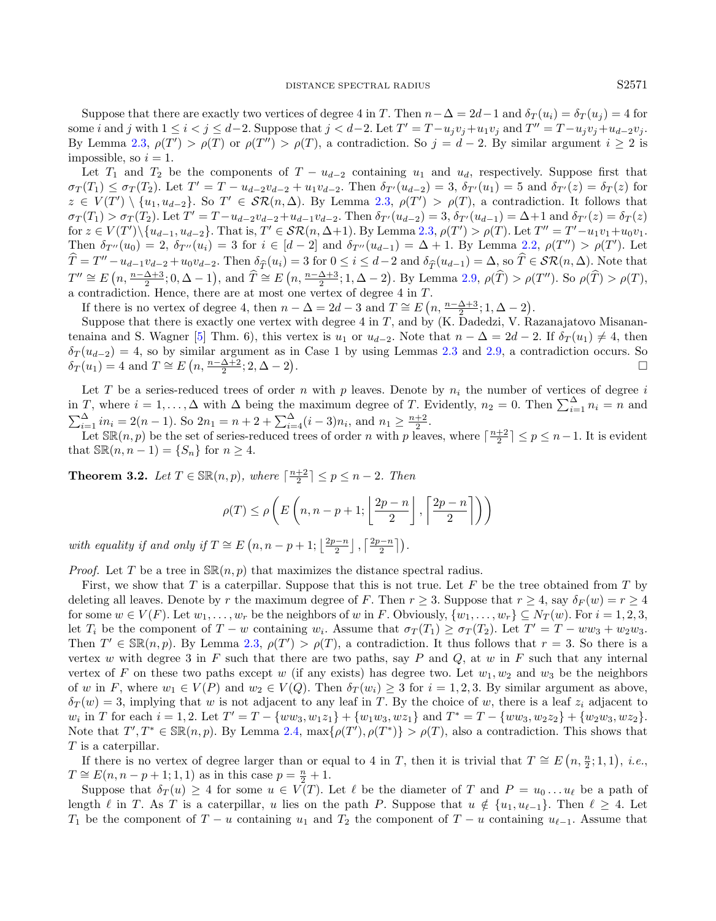Suppose that there are exactly two vertices of degree 4 in $T$. Then $n-\Delta = 2d-1$ and $\delta_T(u_i) = \delta_T(u_j) = 4$ for some $i$ and $j$ with $1 \le i < j \le d-2$. Suppose that $j < d-2$. Let $T' = T - u_jv_j + u_1v_j$ and $T'' = T - u_jv_j + u_{d-2}v_j$. By Lemma 2.3, $\rho(T') > \rho(T)$ or $\rho(T'') > \rho(T)$, a contradiction. So $j = d-2$. By similar argument $i \ge 2$ is impossible, so $i = 1$.

Let $T_1$ and $T_2$ be the components of $T - u_{d-2}$ containing $u_1$ and $u_d$, respectively. Suppose first that $\sigma_T(T_1) \le \sigma_T(T_2)$. Let $T' = T - u_{d-2}v_{d-2} + u_1v_{d-2}$. Then $\delta_{T'}(u_{d-2}) = 3$, $\delta_{T'}(u_1) = 5$ and $\delta_{T'}(z) = \delta_T(z)$ for $z \in V(T') \setminus \{u_1, u_{d-2}\}$. So $T' \in \mathcal{SR}(n, \Delta)$. By Lemma 2.3, $\rho(T') > \rho(T)$, a contradiction. It follows that $\sigma_T(T_1) > \sigma_T(T_2)$. Let $T' = T - u_{d-2}v_{d-2} + u_{d-1}v_{d-2}$. Then $\delta_{T'}(u_{d-2}) = 3$, $\delta_{T'}(u_{d-1}) = \Delta+1$ and $\delta_{T'}(z) = \delta_T(z)$ for $z \in V(T') \setminus \{u_{d-1}, u_{d-2}\}$. That is, $T' \in \mathcal{SR}(n, \Delta+1)$. By Lemma 2.3, $\rho(T') > \rho(T)$. Let $T'' = T' - u_1v_1 + u_0v_1$. Then $\delta_{T''}(u_0) = 2$, $\delta_{T''}(u_i) = 3$ for $i \in [d-2]$ and $\delta_{T''}(u_{d-1}) = \Delta + 1$. By Lemma 2.2, $\rho(T'') > \rho(T')$. Let $\widehat{T} = T'' - u_{d-1}v_{d-2} + u_0v_{d-2}$. Then $\delta_{\widehat{T}}(u_i) = 3$ for $0 \le i \le d-2$ and $\delta_{\widehat{T}}(u_{d-1}) = \Delta$, so $\widehat{T} \in \mathcal{SR}(n, \Delta)$. Note that $T'' \cong E\left(n, \frac{n-\Delta+3}{2}; 0, \Delta-1\right)$, and $\widehat{T} \cong E\left(n, \frac{n-\Delta+3}{2}; 1, \Delta-2\right)$. By Lemma 2.9, $\rho(\widehat{T}) > \rho(T'')$. So $\rho(\widehat{T}) > \rho(T)$, a contradiction. Hence, there are at most one vertex of degree 4 in $T$.

If there is no vertex of degree 4, then $n - \Delta = 2d-3$ and $T \cong E\left(n, \frac{n-\Delta+3}{2}; 1, \Delta-2\right)$.

Suppose that there is exactly one vertex with degree 4 in $T$, and by (K. Dadedzi, V. Razanajatovo Misanantenaina and S. Wagner [5] Thm. 6), this vertex is $u_1$ or $u_{d-2}$. Note that $n - \Delta = 2d-2$. If $\delta_T(u_1) \ne 4$, then $\delta_T(u_{d-2}) = 4$, so by similar argument as in Case 1 by using Lemmas 2.3 and 2.9, a contradiction occurs. So $\delta_T(u_1) = 4$ and $T \cong E\left(n, \frac{n-\Delta+2}{2}; 2, \Delta-2\right)$. □

Let $T$ be a series-reduced trees of order $n$ with $p$ leaves. Denote by $n_i$ the number of vertices of degree $i$ in $T$, where $i = 1, \dots, \Delta$ with $\Delta$ being the maximum degree of $T$. Evidently, $n_2 = 0$. Then $\sum_{i=1}^{\Delta} n_i = n$ and $\sum_{i=1}^{\Delta} in_i = 2(n-1)$. So $2n_1 = n + 2 + \sum_{i=4}^{\Delta}(i-3)n_i$, and $n_1 \ge \frac{n+2}{2}$.

Let $\mathbb{SR}(n,p)$ be the set of series-reduced trees of order $n$ with $p$ leaves, where $\lceil \frac{n+2}{2} \rceil \le p \le n-1$. It is evident that $\mathbb{SR}(n, n-1) = \{S_n\}$ for $n \ge 4$.

**Theorem 3.2.** *Let $T \in \mathbb{SR}(n,p)$, where $\lceil \frac{n+2}{2} \rceil \le p \le n-2$. Then*

$$\rho(T) \le \rho\left(E\left(n, n-p+1; \left\lfloor \frac{2p-n}{2} \right\rfloor, \left\lceil \frac{2p-n}{2} \right\rceil\right)\right)$$

*with equality if and only if $T \cong E\left(n, n-p+1; \lfloor \frac{2p-n}{2} \rfloor, \lceil \frac{2p-n}{2} \rceil\right)$.*

*Proof.* Let $T$ be a tree in $\mathbb{SR}(n,p)$ that maximizes the distance spectral radius.

First, we show that $T$ is a caterpillar. Suppose that this is not true. Let $F$ be the tree obtained from $T$ by deleting all leaves. Denote by $r$ the maximum degree of $F$. Then $r \ge 3$. Suppose that $r \ge 4$, say $\delta_F(w) = r \ge 4$ for some $w \in V(F)$. Let $w_1, \dots, w_r$ be the neighbors of $w$ in $F$. Obviously, $\{w_1, \dots, w_r\} \subseteq N_T(w)$. For $i = 1,2,3$, let $T_i$ be the component of $T - w$ containing $w_i$. Assume that $\sigma_T(T_1) \ge \sigma_T(T_2)$. Let $T' = T - ww_3 + w_2w_3$. Then $T' \in \mathbb{SR}(n,p)$. By Lemma 2.3, $\rho(T') > \rho(T)$, a contradiction. It thus follows that $r = 3$. So there is a vertex $w$ with degree 3 in $F$ such that there are two paths, say $P$ and $Q$, at $w$ in $F$ such that any internal vertex of $F$ on these two paths except $w$ (if any exists) has degree two. Let $w_1, w_2$ and $w_3$ be the neighbors of $w$ in $F$, where $w_1 \in V(P)$ and $w_2 \in V(Q)$. Then $\delta_T(w_i) \ge 3$ for $i = 1,2,3$. By similar argument as above, $\delta_T(w) = 3$, implying that $w$ is not adjacent to any leaf in $T$. By the choice of $w$, there is a leaf $z_i$ adjacent to $w_i$ in $T$ for each $i = 1,2$. Let $T' = T - \{ww_3, w_1z_1\} + \{w_1w_3, wz_1\}$ and $T^* = T - \{ww_3, w_2z_2\} + \{w_2w_3, wz_2\}$. Note that $T', T^* \in \mathbb{SR}(n,p)$. By Lemma 2.4, $\max\{\rho(T'), \rho(T^*)\} > \rho(T)$, also a contradiction. This shows that $T$ is a caterpillar.

If there is no vertex of degree larger than or equal to 4 in $T$, then it is trivial that $T \cong E\left(n, \frac{n}{2}; 1, 1\right)$, *i.e.*, $T \cong E(n, n-p+1; 1, 1)$ as in this case $p = \frac{n}{2} + 1$.

Suppose that $\delta_T(u) \ge 4$ for some $u \in V(T)$. Let $\ell$ be the diameter of $T$ and $P = u_0 \dots u_\ell$ be a path of length $\ell$ in $T$. As $T$ is a caterpillar, $u$ lies on the path $P$. Suppose that $u \notin \{u_1, u_{\ell-1}\}$. Then $\ell \ge 4$. Let $T_1$ be the component of $T - u$ containing $u_1$ and $T_2$ the component of $T - u$ containing $u_{\ell-1}$. Assume that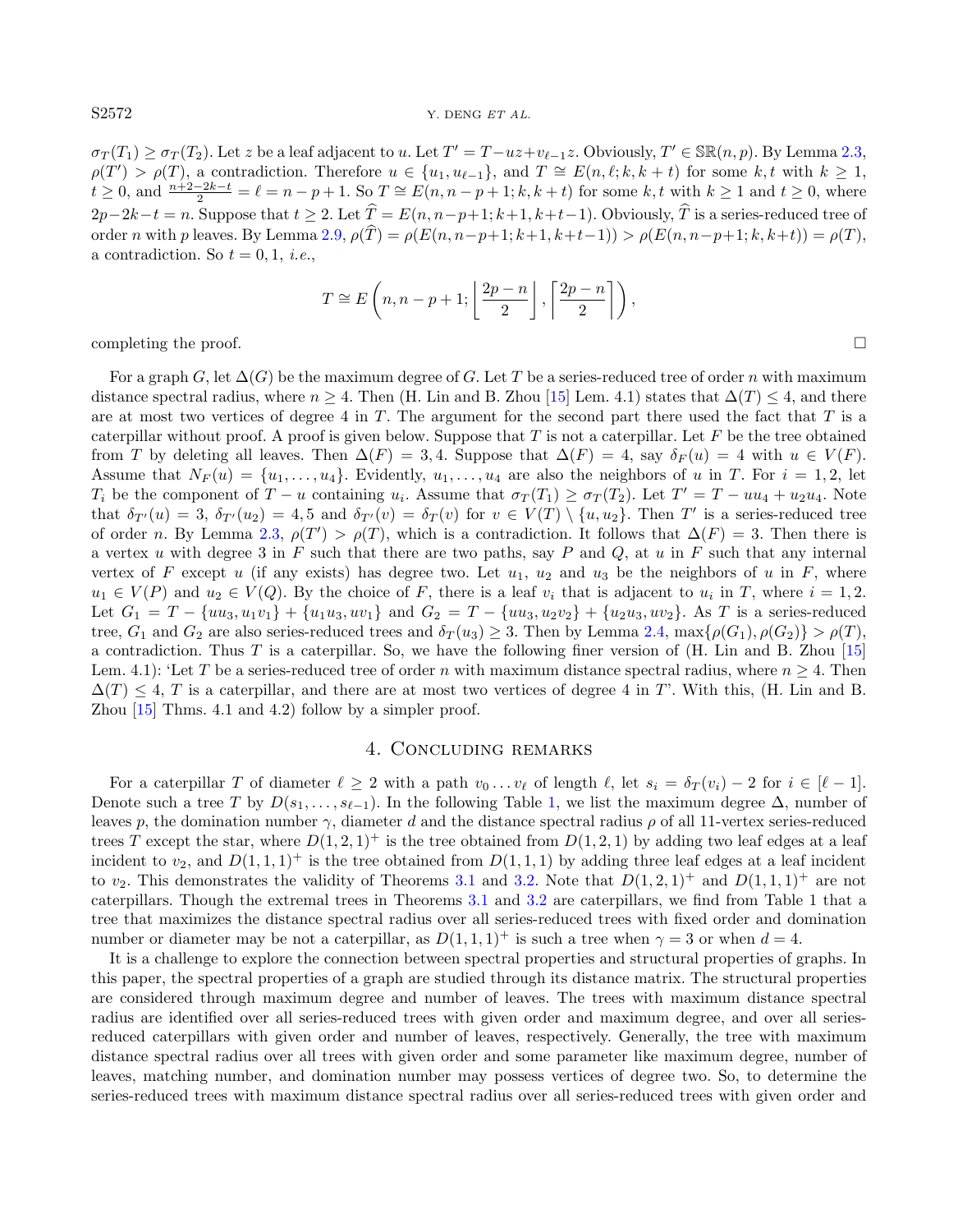$\sigma_T(T_1) \geq \sigma_T(T_2)$. Let $z$ be a leaf adjacent to $u$. Let $T' = T - uz + v_{\ell-1}z$. Obviously, $T' \in \mathbb{SR}(n,p)$. By Lemma 2.3, $\rho(T') > \rho(T)$, a contradiction. Therefore $u \in \{u_1, u_{\ell-1}\}$, and $T \cong E(n, \ell; k, k+t)$ for some $k, t$ with $k \geq 1$, $t \geq 0$, and $\frac{n+2-2k-t}{2} = \ell = n-p+1$. So $T \cong E(n, n-p+1; k, k+t)$ for some $k, t$ with $k \geq 1$ and $t \geq 0$, where $2p-2k-t = n$. Suppose that $t \geq 2$. Let $\widehat{T} = E(n, n-p+1; k+1, k+t-1)$. Obviously, $\widehat{T}$ is a series-reduced tree of order $n$ with $p$ leaves. By Lemma 2.9, $\rho(\widehat{T}) = \rho(E(n, n-p+1; k+1, k+t-1)) > \rho(E(n, n-p+1; k, k+t)) = \rho(T)$, a contradiction. So $t = 0, 1$, *i.e.*,

$$T \cong E\left(n, n-p+1; \left\lfloor \frac{2p-n}{2} \right\rfloor, \left\lceil \frac{2p-n}{2} \right\rceil\right),$$

completing the proof. $\square$

For a graph $G$, let $\Delta(G)$ be the maximum degree of $G$. Let $T$ be a series-reduced tree of order $n$ with maximum distance spectral radius, where $n \geq 4$. Then (H. Lin and B. Zhou [15] Lem. 4.1) states that $\Delta(T) \leq 4$, and there are at most two vertices of degree 4 in $T$. The argument for the second part there used the fact that $T$ is a caterpillar without proof. A proof is given below. Suppose that $T$ is not a caterpillar. Let $F$ be the tree obtained from $T$ by deleting all leaves. Then $\Delta(F) = 3, 4$. Suppose that $\Delta(F) = 4$, say $\delta_F(u) = 4$ with $u \in V(F)$. Assume that $N_F(u) = \{u_1, \ldots, u_4\}$. Evidently, $u_1, \ldots, u_4$ are also the neighbors of $u$ in $T$. For $i = 1, 2$, let $T_i$ be the component of $T - u$ containing $u_i$. Assume that $\sigma_T(T_1) \geq \sigma_T(T_2)$. Let $T' = T - uu_4 + u_2u_4$. Note that $\delta_{T'}(u) = 3$, $\delta_{T'}(u_2) = 4, 5$ and $\delta_{T'}(v) = \delta_T(v)$ for $v \in V(T) \setminus \{u, u_2\}$. Then $T'$ is a series-reduced tree of order $n$. By Lemma 2.3, $\rho(T') > \rho(T)$, which is a contradiction. It follows that $\Delta(F) = 3$. Then there is a vertex $u$ with degree 3 in $F$ such that there are two paths, say $P$ and $Q$, at $u$ in $F$ such that any internal vertex of $F$ except $u$ (if any exists) has degree two. Let $u_1$, $u_2$ and $u_3$ be the neighbors of $u$ in $F$, where $u_1 \in V(P)$ and $u_2 \in V(Q)$. By the choice of $F$, there is a leaf $v_i$ that is adjacent to $u_i$ in $T$, where $i = 1, 2$. Let $G_1 = T - \{uu_3, u_1v_1\} + \{u_1u_3, uv_1\}$ and $G_2 = T - \{uu_3, u_2v_2\} + \{u_2u_3, uv_2\}$. As $T$ is a series-reduced tree, $G_1$ and $G_2$ are also series-reduced trees and $\delta_T(u_3) \geq 3$. Then by Lemma 2.4, $\max\{\rho(G_1), \rho(G_2)\} > \rho(T)$, a contradiction. Thus $T$ is a caterpillar. So, we have the following finer version of (H. Lin and B. Zhou [15] Lem. 4.1): 'Let $T$ be a series-reduced tree of order $n$ with maximum distance spectral radius, where $n \geq 4$. Then $\Delta(T) \leq 4$, $T$ is a caterpillar, and there are at most two vertices of degree 4 in $T$'. With this, (H. Lin and B. Zhou [15] Thms. 4.1 and 4.2) follow by a simpler proof.

## 4. Concluding remarks

For a caterpillar $T$ of diameter $\ell \geq 2$ with a path $v_0 \ldots v_\ell$ of length $\ell$, let $s_i = \delta_T(v_i) - 2$ for $i \in [\ell - 1]$. Denote such a tree $T$ by $D(s_1, \ldots, s_{\ell-1})$. In the following Table 1, we list the maximum degree $\Delta$, number of leaves $p$, the domination number $\gamma$, diameter $d$ and the distance spectral radius $\rho$ of all 11-vertex series-reduced trees $T$ except the star, where $D(1,2,1)^+$ is the tree obtained from $D(1,2,1)$ by adding two leaf edges at a leaf incident to $v_2$, and $D(1,1,1)^+$ is the tree obtained from $D(1,1,1)$ by adding three leaf edges at a leaf incident to $v_2$. This demonstrates the validity of Theorems 3.1 and 3.2. Note that $D(1,2,1)^+$ and $D(1,1,1)^+$ are not caterpillars. Though the extremal trees in Theorems 3.1 and 3.2 are caterpillars, we find from Table 1 that a tree that maximizes the distance spectral radius over all series-reduced trees with fixed order and domination number or diameter may be not a caterpillar, as $D(1,1,1)^+$ is such a tree when $\gamma = 3$ or when $d = 4$.

It is a challenge to explore the connection between spectral properties and structural properties of graphs. In this paper, the spectral properties of a graph are studied through its distance matrix. The structural properties are considered through maximum degree and number of leaves. The trees with maximum distance spectral radius are identified over all series-reduced trees with given order and maximum degree, and over all series-reduced caterpillars with given order and number of leaves, respectively. Generally, the tree with maximum distance spectral radius over all trees with given order and some parameter like maximum degree, number of leaves, matching number, and domination number may possess vertices of degree two. So, to determine the series-reduced trees with maximum distance spectral radius over all series-reduced trees with given order and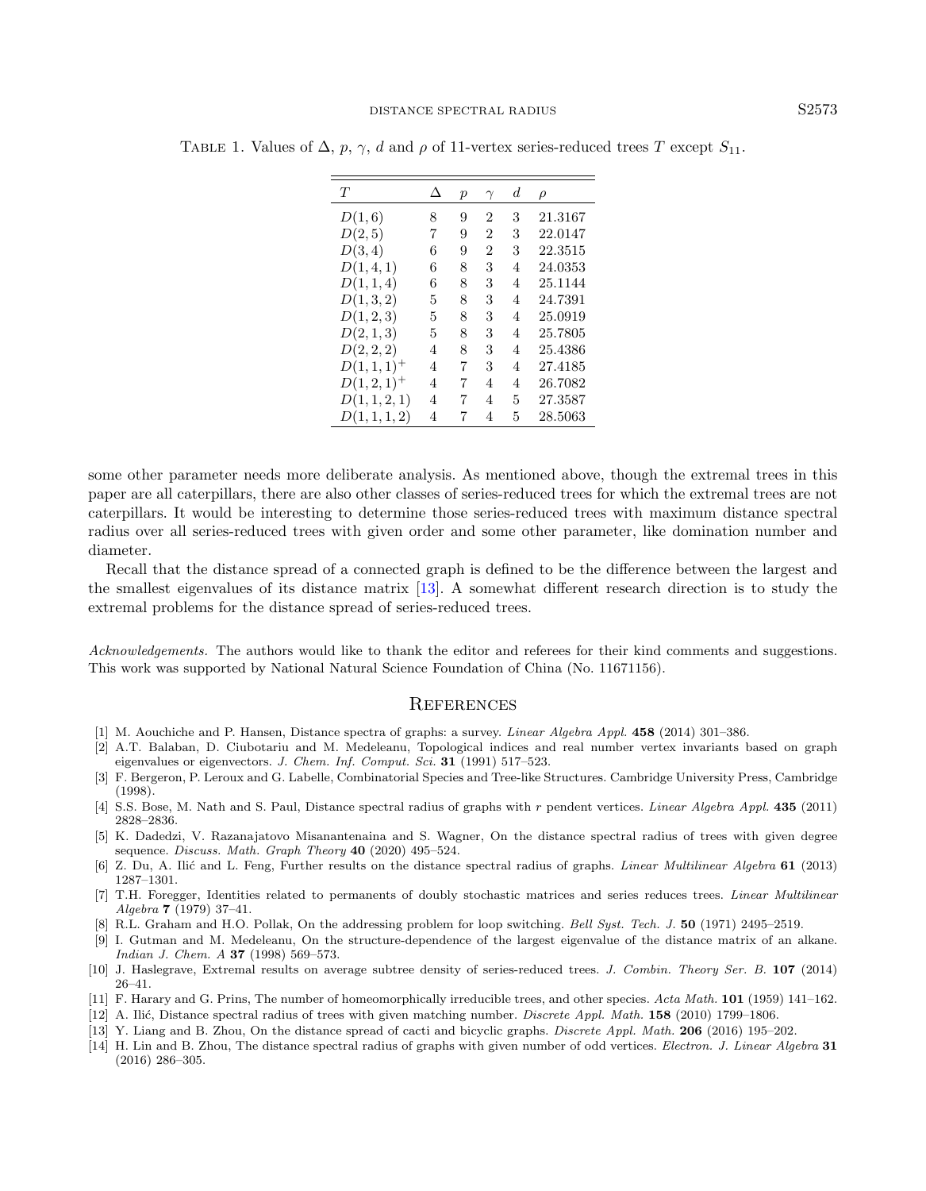TABLE 1. Values of $\Delta$, $p$, $\gamma$, $d$ and $\rho$ of 11-vertex series-reduced trees $T$ except $S_{11}$.

| $T$ | $\Delta$ | $p$ | $\gamma$ | $d$ | $\rho$ |
|---|---|---|---|---|---|
| $D(1,6)$ | 8 | 9 | 2 | 3 | 21.3167 |
| $D(2,5)$ | 7 | 9 | 2 | 3 | 22.0147 |
| $D(3,4)$ | 6 | 9 | 2 | 3 | 22.3515 |
| $D(1,4,1)$ | 6 | 8 | 3 | 4 | 24.0353 |
| $D(1,1,4)$ | 6 | 8 | 3 | 4 | 25.1144 |
| $D(1,3,2)$ | 5 | 8 | 3 | 4 | 24.7391 |
| $D(1,2,3)$ | 5 | 8 | 3 | 4 | 25.0919 |
| $D(2,1,3)$ | 5 | 8 | 3 | 4 | 25.7805 |
| $D(2,2,2)$ | 4 | 8 | 3 | 4 | 25.4386 |
| $D(1,1,1)^+$ | 4 | 7 | 3 | 4 | 27.4185 |
| $D(1,2,1)^+$ | 4 | 7 | 4 | 4 | 26.7082 |
| $D(1,1,2,1)$ | 4 | 7 | 4 | 5 | 27.3587 |
| $D(1,1,1,2)$ | 4 | 7 | 4 | 5 | 28.5063 |

some other parameter needs more deliberate analysis. As mentioned above, though the extremal trees in this paper are all caterpillars, there are also other classes of series-reduced trees for which the extremal trees are not caterpillars. It would be interesting to determine those series-reduced trees with maximum distance spectral radius over all series-reduced trees with given order and some other parameter, like domination number and diameter.

Recall that the distance spread of a connected graph is defined to be the difference between the largest and the smallest eigenvalues of its distance matrix [13]. A somewhat different research direction is to study the extremal problems for the distance spread of series-reduced trees.

*Acknowledgements.* The authors would like to thank the editor and referees for their kind comments and suggestions. This work was supported by National Natural Science Foundation of China (No. 11671156).

## References

[1] M. Aouchiche and P. Hansen, Distance spectra of graphs: a survey. *Linear Algebra Appl.* **458** (2014) 301–386.

[2] A.T. Balaban, D. Ciubotariu and M. Medeleanu, Topological indices and real number vertex invariants based on graph eigenvalues or eigenvectors. *J. Chem. Inf. Comput. Sci.* **31** (1991) 517–523.

[3] F. Bergeron, P. Leroux and G. Labelle, Combinatorial Species and Tree-like Structures. Cambridge University Press, Cambridge (1998).

[4] S.S. Bose, M. Nath and S. Paul, Distance spectral radius of graphs with $r$ pendent vertices. *Linear Algebra Appl.* **435** (2011) 2828–2836.

[5] K. Dadedzi, V. Razanajatovo Misanantenaina and S. Wagner, On the distance spectral radius of trees with given degree sequence. *Discuss. Math. Graph Theory* **40** (2020) 495–524.

[6] Z. Du, A. Ilić and L. Feng, Further results on the distance spectral radius of graphs. *Linear Multilinear Algebra* **61** (2013) 1287–1301.

[7] T.H. Foregger, Identities related to permanents of doubly stochastic matrices and series reduces trees. *Linear Multilinear Algebra* **7** (1979) 37–41.

[8] R.L. Graham and H.O. Pollak, On the addressing problem for loop switching. *Bell Syst. Tech. J.* **50** (1971) 2495–2519.

[9] I. Gutman and M. Medeleanu, On the structure-dependence of the largest eigenvalue of the distance matrix of an alkane. *Indian J. Chem. A* **37** (1998) 569–573.

[10] J. Haslegrave, Extremal results on average subtree density of series-reduced trees. *J. Combin. Theory Ser. B.* **107** (2014) 26–41.

[11] F. Harary and G. Prins, The number of homeomorphically irreducible trees, and other species. *Acta Math.* **101** (1959) 141–162.

[12] A. Ilić, Distance spectral radius of trees with given matching number. *Discrete Appl. Math.* **158** (2010) 1799–1806.

[13] Y. Liang and B. Zhou, On the distance spread of cacti and bicyclic graphs. *Discrete Appl. Math.* **206** (2016) 195–202.

[14] H. Lin and B. Zhou, The distance spectral radius of graphs with given number of odd vertices. *Electron. J. Linear Algebra* **31** (2016) 286–305.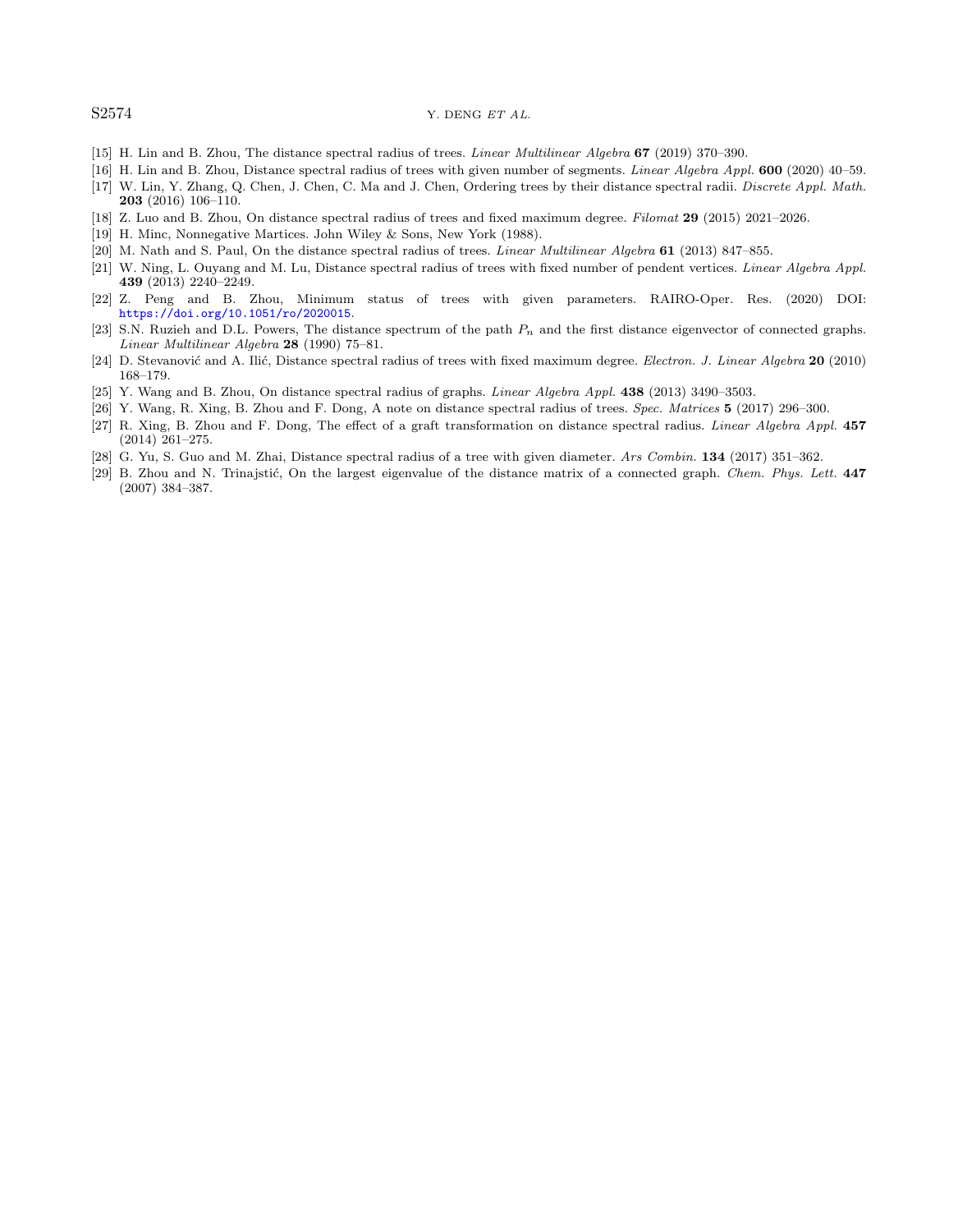[15] H. Lin and B. Zhou, The distance spectral radius of trees. *Linear Multilinear Algebra* **67** (2019) 370–390.

[16] H. Lin and B. Zhou, Distance spectral radius of trees with given number of segments. *Linear Algebra Appl.* **600** (2020) 40–59.

[17] W. Lin, Y. Zhang, Q. Chen, J. Chen, C. Ma and J. Chen, Ordering trees by their distance spectral radii. *Discrete Appl. Math.* **203** (2016) 106–110.

[18] Z. Luo and B. Zhou, On distance spectral radius of trees and fixed maximum degree. *Filomat* **29** (2015) 2021–2026.

[19] H. Minc, Nonnegative Martices. John Wiley & Sons, New York (1988).

[20] M. Nath and S. Paul, On the distance spectral radius of trees. *Linear Multilinear Algebra* **61** (2013) 847–855.

[21] W. Ning, L. Ouyang and M. Lu, Distance spectral radius of trees with fixed number of pendent vertices. *Linear Algebra Appl.* **439** (2013) 2240–2249.

[22] Z. Peng and B. Zhou, Minimum status of trees with given parameters. RAIRO-Oper. Res. (2020) DOI: https://doi.org/10.1051/ro/2020015.

[23] S.N. Ruzieh and D.L. Powers, The distance spectrum of the path $P_n$ and the first distance eigenvector of connected graphs. *Linear Multilinear Algebra* **28** (1990) 75–81.

[24] D. Stevanović and A. Ilić, Distance spectral radius of trees with fixed maximum degree. *Electron. J. Linear Algebra* **20** (2010) 168–179.

[25] Y. Wang and B. Zhou, On distance spectral radius of graphs. *Linear Algebra Appl.* **438** (2013) 3490–3503.

[26] Y. Wang, R. Xing, B. Zhou and F. Dong, A note on distance spectral radius of trees. *Spec. Matrices* **5** (2017) 296–300.

[27] R. Xing, B. Zhou and F. Dong, The effect of a graft transformation on distance spectral radius. *Linear Algebra Appl.* **457** (2014) 261–275.

[28] G. Yu, S. Guo and M. Zhai, Distance spectral radius of a tree with given diameter. *Ars Combin.* **134** (2017) 351–362.

[29] B. Zhou and N. Trinajstić, On the largest eigenvalue of the distance matrix of a connected graph. *Chem. Phys. Lett.* **447** (2007) 384–387.